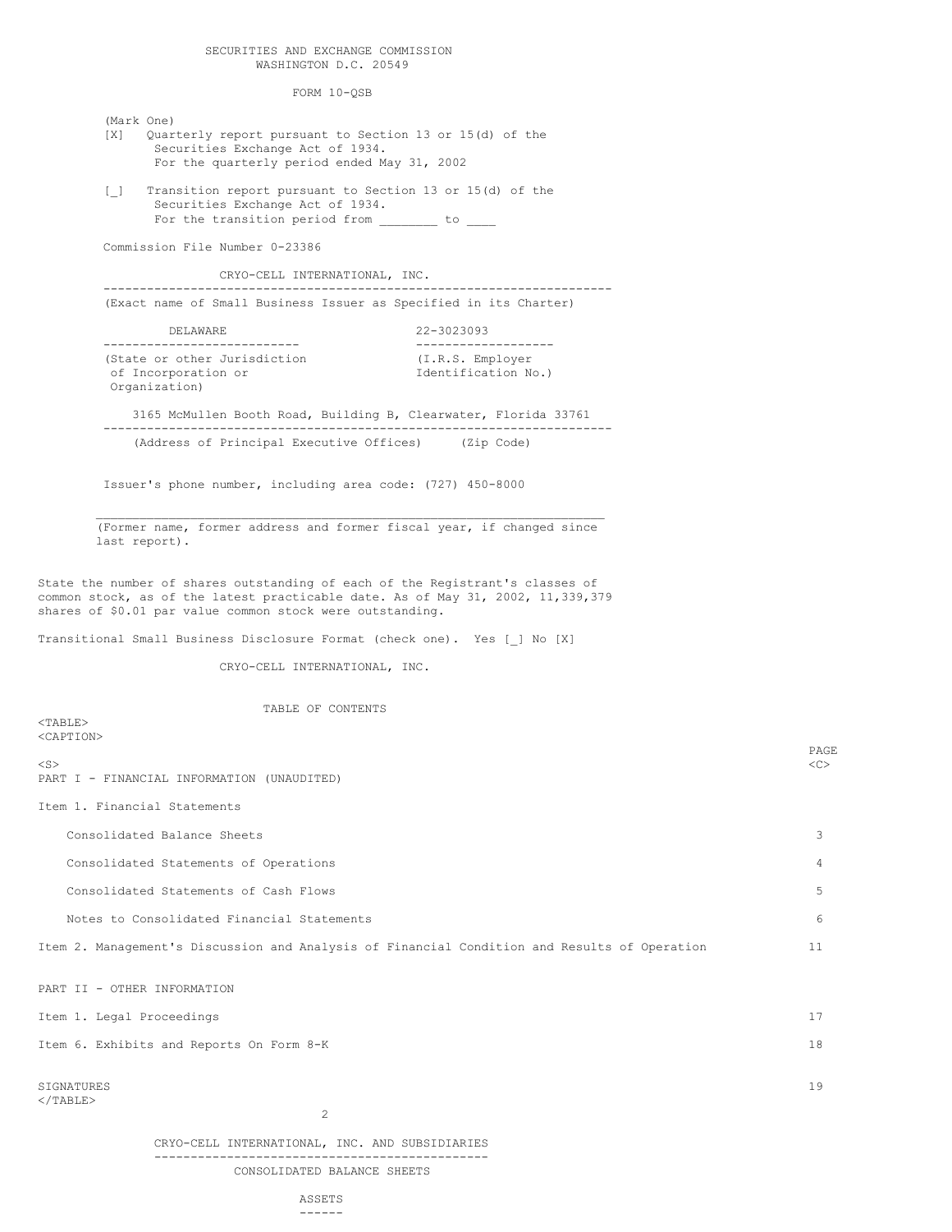SECURITIES AND EXCHANGE COMMISSION
WASHINGTON D.C. 20549

FORM 10-QSB

(Mark One)

[X] Quarterly report pursuant to Section 13 or 15(d) of the Securities Exchange Act of 1934. For the quarterly period ended May 31, 2002

[_] Transition report pursuant to Section 13 or 15(d) of the Securities Exchange Act of 1934. For the transition period from ________ to ____

Commission File Number 0-23386

CRYO-CELL INTERNATIONAL, INC.

(Exact name of Small Business Issuer as Specified in its Charter)

| | |
|---|---|
| DELAWARE | 22-3023093 |
| (State or other Jurisdiction of Incorporation or Organization) | (I.R.S. Employer Identification No.) |

3165 McMullen Booth Road, Building B, Clearwater, Florida 33761

(Address of Principal Executive Offices) (Zip Code)

Issuer's phone number, including area code: (727) 450-8000

(Former name, former address and former fiscal year, if changed since last report).

State the number of shares outstanding of each of the Registrant's classes of common stock, as of the latest practicable date. As of May 31, 2002, 11,339,379 shares of $0.01 par value common stock were outstanding.

Transitional Small Business Disclosure Format (check one). Yes [_] No [X]

CRYO-CELL INTERNATIONAL, INC.

TABLE OF CONTENTS

| | PAGE |
|---|---|
| PART I - FINANCIAL INFORMATION (UNAUDITED) | |
| Item 1. Financial Statements | |
| Consolidated Balance Sheets | 3 |
| Consolidated Statements of Operations | 4 |
| Consolidated Statements of Cash Flows | 5 |
| Notes to Consolidated Financial Statements | 6 |
| Item 2. Management's Discussion and Analysis of Financial Condition and Results of Operation | 11 |
| PART II - OTHER INFORMATION | |
| Item 1. Legal Proceedings | 17 |
| Item 6. Exhibits and Reports On Form 8-K | 18 |
| SIGNATURES | 19 |

CRYO-CELL INTERNATIONAL, INC. AND SUBSIDIARIES

CONSOLIDATED BALANCE SHEETS

ASSETS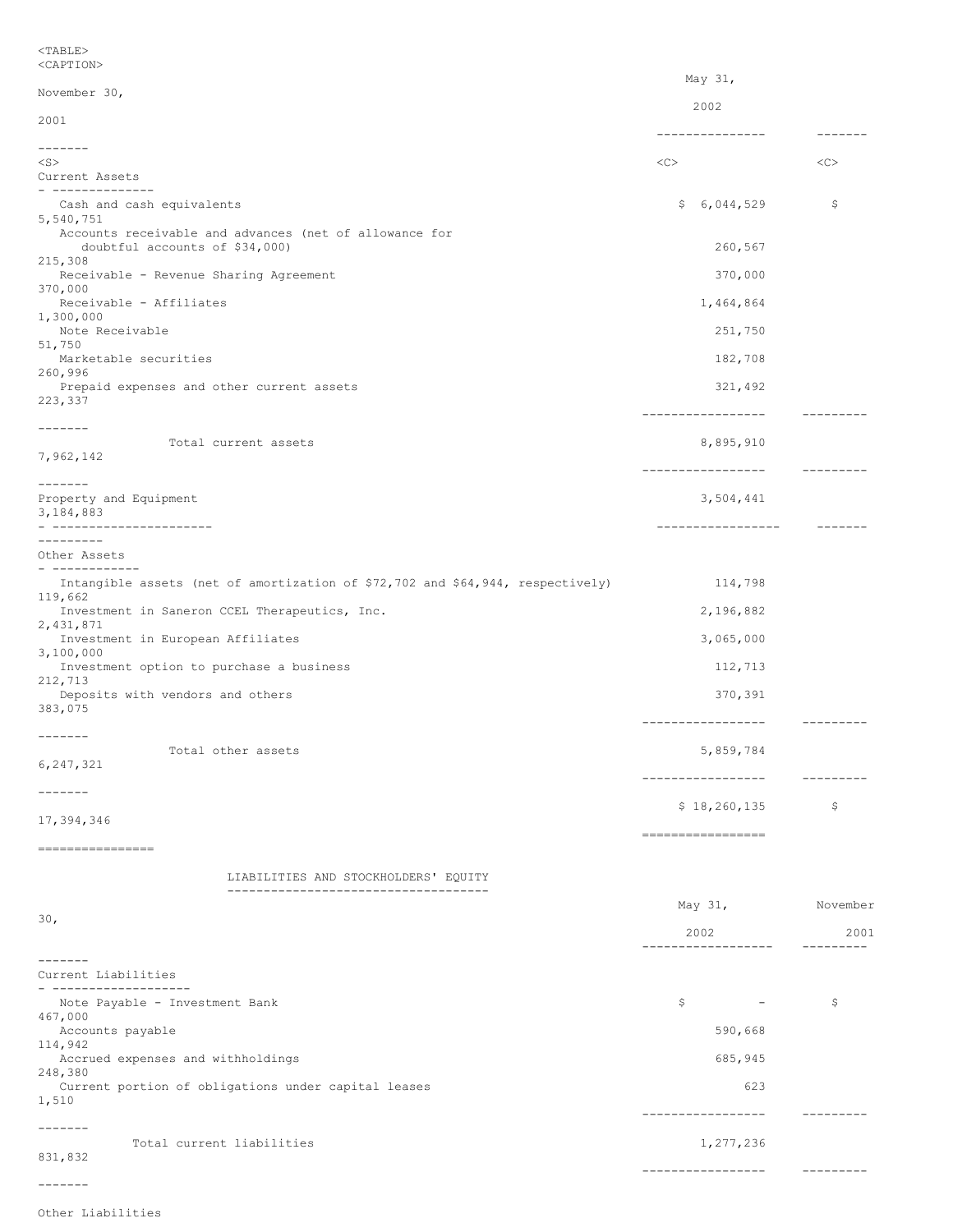| | May 31, 2002 | November 30, 2001 |
| --- | --- | --- |
| **Current Assets** | | |
| Cash and cash equivalents | $ 6,044,529 | $ 5,540,751 |
| Accounts receivable and advances (net of allowance for doubtful accounts of $34,000) | 260,567 | 215,308 |
| Receivable - Revenue Sharing Agreement | 370,000 | 370,000 |
| Receivable - Affiliates | 1,464,864 | 1,300,000 |
| Note Receivable | 251,750 | 51,750 |
| Marketable securities | 182,708 | 260,996 |
| Prepaid expenses and other current assets | 321,492 | 223,337 |
| Total current assets | 8,895,910 | 7,962,142 |
| Property and Equipment | 3,504,441 | 3,184,883 |
| **Other Assets** | | |
| Intangible assets (net of amortization of $72,702 and $64,944, respectively) | 114,798 | 119,662 |
| Investment in Saneron CCEL Therapeutics, Inc. | 2,196,882 | 2,431,871 |
| Investment in European Affiliates | 3,065,000 | 3,100,000 |
| Investment option to purchase a business | 112,713 | 212,713 |
| Deposits with vendors and others | 370,391 | 383,075 |
| Total other assets | 5,859,784 | 6,247,321 |
| | $ 18,260,135 | $ 17,394,346 |

LIABILITIES AND STOCKHOLDERS' EQUITY

| | May 31, 2002 | November 30, 2001 |
| --- | --- | --- |
| **Current Liabilities** | | |
| Note Payable - Investment Bank | $ - | $ 467,000 |
| Accounts payable | 590,668 | 114,942 |
| Accrued expenses and withholdings | 685,945 | 248,380 |
| Current portion of obligations under capital leases | 623 | 1,510 |
| Total current liabilities | 1,277,236 | 831,832 |

Other Liabilities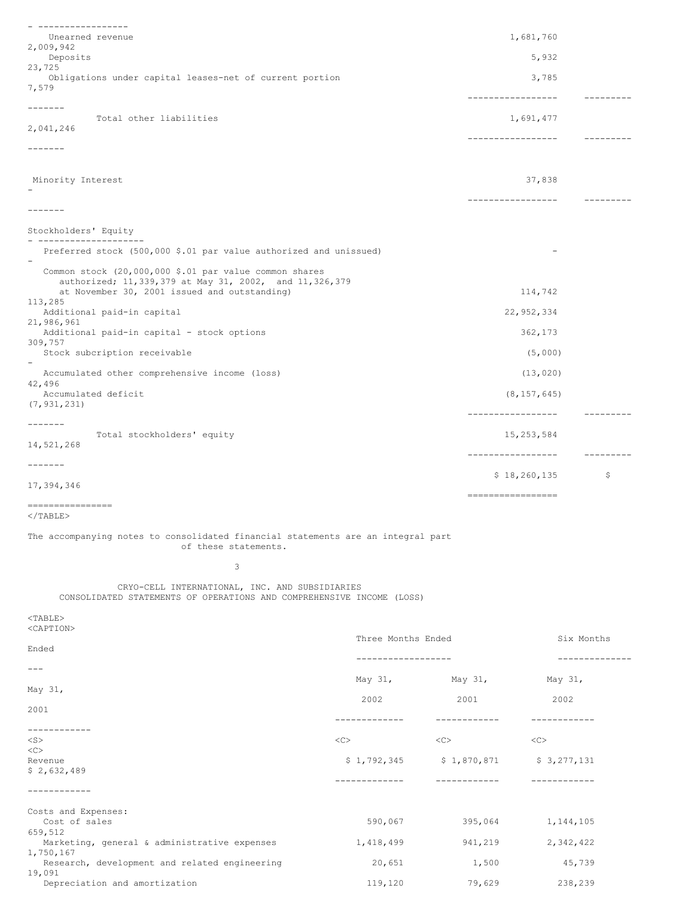| | May 31, 2002 | November 30, 2001 |
|---|---|---|
| Unearned revenue | 1,681,760 | 2,009,942 |
| Deposits | 5,932 | 23,725 |
| Obligations under capital leases-net of current portion | 3,785 | 7,579 |
| Total other liabilities | 1,691,477 | 2,041,246 |
| Minority Interest | 37,838 | - |
| **Stockholders' Equity** | | |
| Preferred stock (500,000 $.01 par value authorized and unissued) | - | - |
| Common stock (20,000,000 $.01 par value common shares authorized; 11,339,379 at May 31, 2002, and 11,326,379 at November 30, 2001 issued and outstanding) | 114,742 | 113,285 |
| Additional paid-in capital | 22,952,334 | 21,986,961 |
| Additional paid-in capital - stock options | 362,173 | 309,757 |
| Stock subcription receivable | (5,000) | - |
| Accumulated other comprehensive income (loss) | (13,020) | 42,496 |
| Accumulated deficit | (8,157,645) | (7,931,231) |
| Total stockholders' equity | 15,253,584 | 14,521,268 |
| | $ 18,260,135 | $ 17,394,346 |

The accompanying notes to consolidated financial statements are an integral part of these statements.

## CRYO-CELL INTERNATIONAL, INC. AND SUBSIDIARIES
## CONSOLIDATED STATEMENTS OF OPERATIONS AND COMPREHENSIVE INCOME (LOSS)

| | Three Months Ended | | Six Months Ended | |
|---|---|---|---|---|
| | May 31, 2002 | May 31, 2001 | May 31, 2002 | May 31, 2001 |
| Revenue | $ 1,792,345 | $ 1,870,871 | $ 3,277,131 | $ 2,632,489 |
| Costs and Expenses: | | | | |
| Cost of sales | 590,067 | 395,064 | 1,144,105 | 659,512 |
| Marketing, general & administrative expenses | 1,418,499 | 941,219 | 2,342,422 | 1,750,167 |
| Research, development and related engineering | 20,651 | 1,500 | 45,739 | 19,091 |
| Depreciation and amortization | 119,120 | 79,629 | 238,239 | |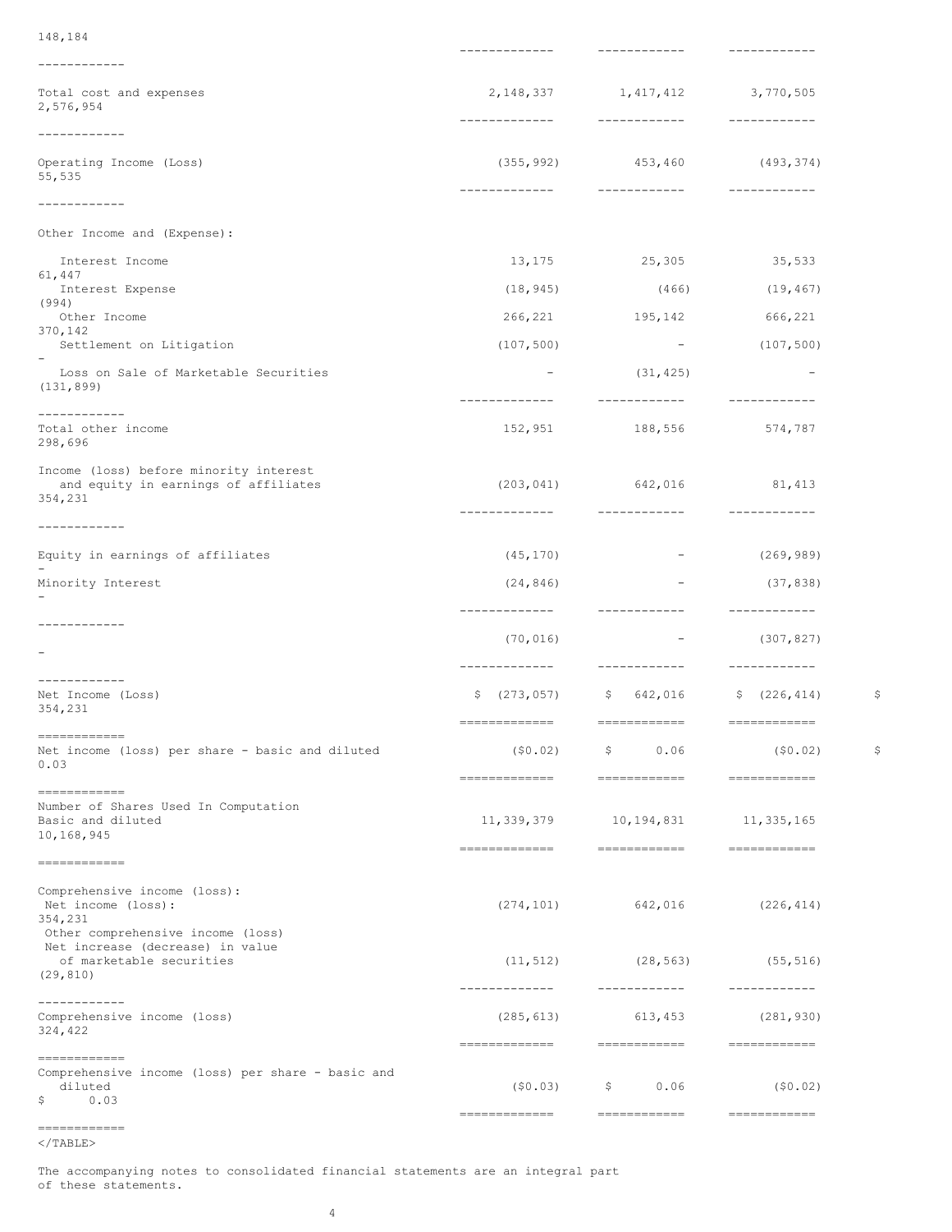| | | | | |
|---|---|---|---|---|
| | | | | 148,184 |
| Total cost and expenses | 2,148,337 | 1,417,412 | 3,770,505 | 2,576,954 |
| Operating Income (Loss) | (355,992) | 453,460 | (493,374) | 55,535 |
| Other Income and (Expense): | | | | |
| Interest Income | 13,175 | 25,305 | 35,533 | 61,447 |
| Interest Expense | (18,945) | (466) | (19,467) | (994) |
| Other Income | 266,221 | 195,142 | 666,221 | 370,142 |
| Settlement on Litigation | (107,500) | - | (107,500) | - |
| Loss on Sale of Marketable Securities | - | (31,425) | - | (131,899) |
| Total other income | 152,951 | 188,556 | 574,787 | 298,696 |
| Income (loss) before minority interest and equity in earnings of affiliates | (203,041) | 642,016 | 81,413 | 354,231 |
| Equity in earnings of affiliates | (45,170) | - | (269,989) | - |
| Minority Interest | (24,846) | - | (37,838) | - |
| | (70,016) | - | (307,827) | - |
| Net Income (Loss) | $ (273,057) | $ 642,016 | $ (226,414) | $ 354,231 |
| Net income (loss) per share - basic and diluted | ($0.02) | $ 0.06 | ($0.02) | $ 0.03 |
| Number of Shares Used In Computation Basic and diluted | 11,339,379 | 10,194,831 | 11,335,165 | 10,168,945 |
| Comprehensive income (loss): | | | | |
| Net income (loss): | (274,101) | 642,016 | (226,414) | 354,231 |
| Other comprehensive income (loss) Net increase (decrease) in value of marketable securities | (11,512) | (28,563) | (55,516) | (29,810) |
| Comprehensive income (loss) | (285,613) | 613,453 | (281,930) | 324,422 |
| Comprehensive income (loss) per share - basic and diluted | ($0.03) | $ 0.06 | ($0.02) | $ 0.03 |

</TABLE>

The accompanying notes to consolidated financial statements are an integral part of these statements.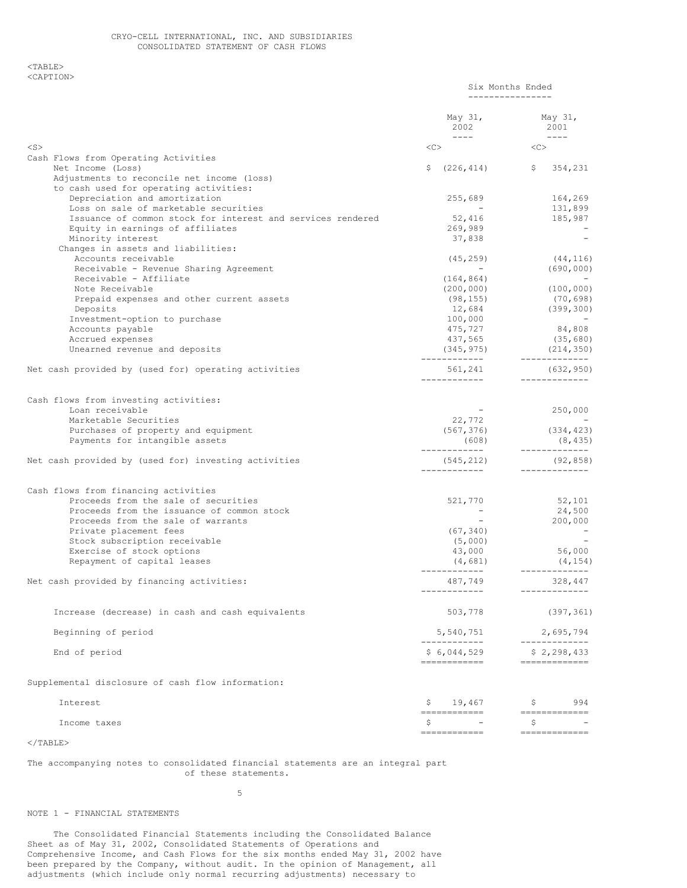CRYO-CELL INTERNATIONAL, INC. AND SUBSIDIARIES
CONSOLIDATED STATEMENT OF CASH FLOWS

| | Six Months Ended May 31, 2002 | Six Months Ended May 31, 2001 |
|---|---|---|
| **Cash Flows from Operating Activities** | | |
| Net Income (Loss) | $ (226,414) | $ 354,231 |
| Adjustments to reconcile net income (loss) to cash used for operating activities: | | |
| Depreciation and amortization | 255,689 | 164,269 |
| Loss on sale of marketable securities | - | 131,899 |
| Issuance of common stock for interest and services rendered | 52,416 | 185,987 |
| Equity in earnings of affiliates | 269,989 | - |
| Minority interest | 37,838 | - |
| Changes in assets and liabilities: | | |
| Accounts receivable | (45,259) | (44,116) |
| Receivable - Revenue Sharing Agreement | - | (690,000) |
| Receivable - Affiliate | (164,864) | - |
| Note Receivable | (200,000) | (100,000) |
| Prepaid expenses and other current assets | (98,155) | (70,698) |
| Deposits | 12,684 | (399,300) |
| Investment-option to purchase | 100,000 | - |
| Accounts payable | 475,727 | 84,808 |
| Accrued expenses | 437,565 | (35,680) |
| Unearned revenue and deposits | (345,975) | (214,350) |
| Net cash provided by (used for) operating activities | 561,241 | (632,950) |
| **Cash flows from investing activities:** | | |
| Loan receivable | - | 250,000 |
| Marketable Securities | 22,772 | - |
| Purchases of property and equipment | (567,376) | (334,423) |
| Payments for intangible assets | (608) | (8,435) |
| Net cash provided by (used for) investing activities | (545,212) | (92,858) |
| **Cash flows from financing activities** | | |
| Proceeds from the sale of securities | 521,770 | 52,101 |
| Proceeds from the issuance of common stock | - | 24,500 |
| Proceeds from the sale of warrants | - | 200,000 |
| Private placement fees | (67,340) | - |
| Stock subscription receivable | (5,000) | - |
| Exercise of stock options | 43,000 | 56,000 |
| Repayment of capital leases | (4,681) | (4,154) |
| Net cash provided by financing activities: | 487,749 | 328,447 |
| Increase (decrease) in cash and cash equivalents | 503,778 | (397,361) |
| Beginning of period | 5,540,751 | 2,695,794 |
| End of period | $ 6,044,529 | $ 2,298,433 |
| **Supplemental disclosure of cash flow information:** | | |
| Interest | $ 19,467 | $ 994 |
| Income taxes | $ - | $ - |

The accompanying notes to consolidated financial statements are an integral part of these statements.

NOTE 1 - FINANCIAL STATEMENTS

The Consolidated Financial Statements including the Consolidated Balance Sheet as of May 31, 2002, Consolidated Statements of Operations and Comprehensive Income, and Cash Flows for the six months ended May 31, 2002 have been prepared by the Company, without audit. In the opinion of Management, all adjustments (which include only normal recurring adjustments) necessary to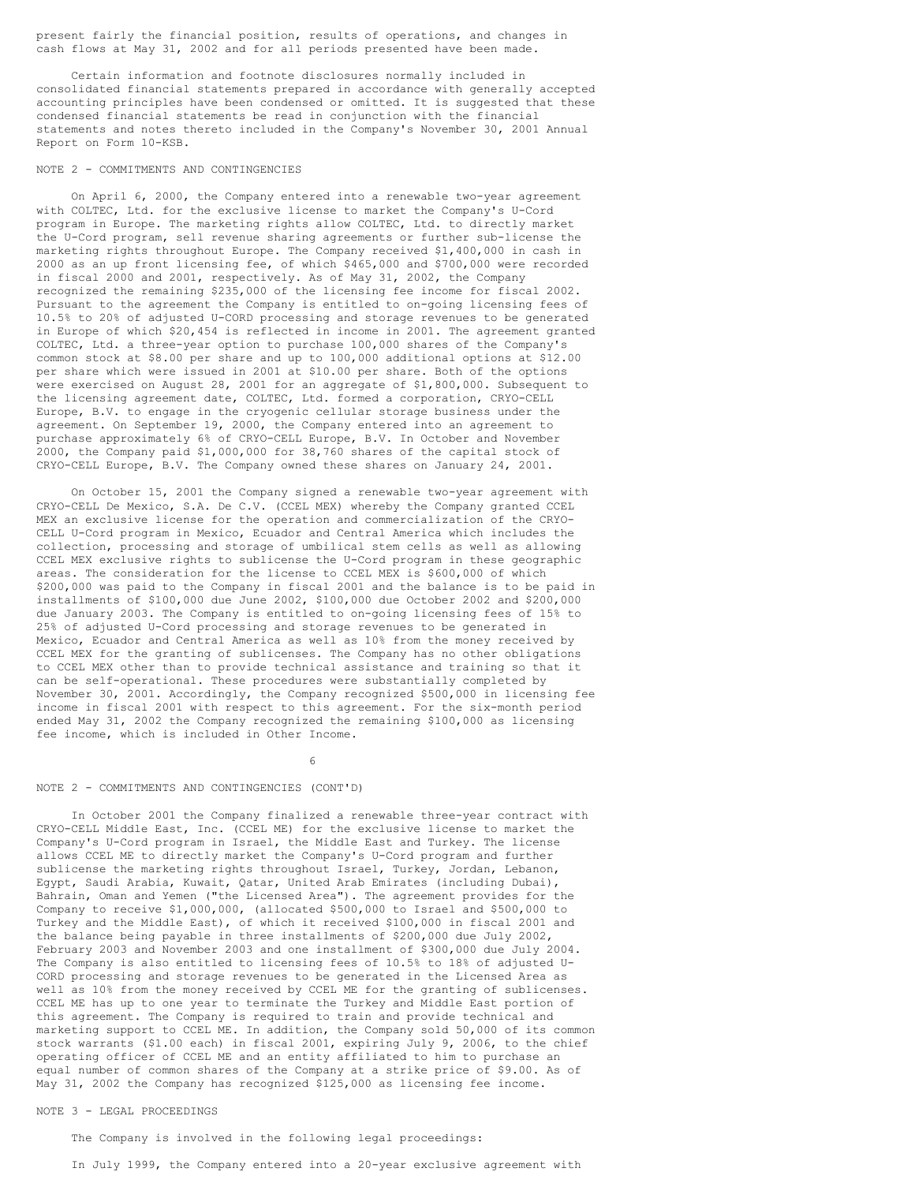present fairly the financial position, results of operations, and changes in cash flows at May 31, 2002 and for all periods presented have been made.

Certain information and footnote disclosures normally included in consolidated financial statements prepared in accordance with generally accepted accounting principles have been condensed or omitted. It is suggested that these condensed financial statements be read in conjunction with the financial statements and notes thereto included in the Company's November 30, 2001 Annual Report on Form 10-KSB.

NOTE 2 - COMMITMENTS AND CONTINGENCIES

On April 6, 2000, the Company entered into a renewable two-year agreement with COLTEC, Ltd. for the exclusive license to market the Company's U-Cord program in Europe. The marketing rights allow COLTEC, Ltd. to directly market the U-Cord program, sell revenue sharing agreements or further sub-license the marketing rights throughout Europe. The Company received $1,400,000 in cash in 2000 as an up front licensing fee, of which $465,000 and $700,000 were recorded in fiscal 2000 and 2001, respectively. As of May 31, 2002, the Company recognized the remaining $235,000 of the licensing fee income for fiscal 2002. Pursuant to the agreement the Company is entitled to on-going licensing fees of 10.5% to 20% of adjusted U-CORD processing and storage revenues to be generated in Europe of which $20,454 is reflected in income in 2001. The agreement granted COLTEC, Ltd. a three-year option to purchase 100,000 shares of the Company's common stock at $8.00 per share and up to 100,000 additional options at $12.00 per share which were issued in 2001 at $10.00 per share. Both of the options were exercised on August 28, 2001 for an aggregate of $1,800,000. Subsequent to the licensing agreement date, COLTEC, Ltd. formed a corporation, CRYO-CELL Europe, B.V. to engage in the cryogenic cellular storage business under the agreement. On September 19, 2000, the Company entered into an agreement to purchase approximately 6% of CRYO-CELL Europe, B.V. In October and November 2000, the Company paid $1,000,000 for 38,760 shares of the capital stock of CRYO-CELL Europe, B.V. The Company owned these shares on January 24, 2001.

On October 15, 2001 the Company signed a renewable two-year agreement with CRYO-CELL De Mexico, S.A. De C.V. (CCEL MEX) whereby the Company granted CCEL MEX an exclusive license for the operation and commercialization of the CRYO-CELL U-Cord program in Mexico, Ecuador and Central America which includes the collection, processing and storage of umbilical stem cells as well as allowing CCEL MEX exclusive rights to sublicense the U-Cord program in these geographic areas. The consideration for the license to CCEL MEX is $600,000 of which $200,000 was paid to the Company in fiscal 2001 and the balance is to be paid in installments of $100,000 due June 2002, $100,000 due October 2002 and $200,000 due January 2003. The Company is entitled to on-going licensing fees of 15% to 25% of adjusted U-Cord processing and storage revenues to be generated in Mexico, Ecuador and Central America as well as 10% from the money received by CCEL MEX for the granting of sublicenses. The Company has no other obligations to CCEL MEX other than to provide technical assistance and training so that it can be self-operational. These procedures were substantially completed by November 30, 2001. Accordingly, the Company recognized $500,000 in licensing fee income in fiscal 2001 with respect to this agreement. For the six-month period ended May 31, 2002 the Company recognized the remaining $100,000 as licensing fee income, which is included in Other Income.

NOTE 2 - COMMITMENTS AND CONTINGENCIES (CONT'D)

In October 2001 the Company finalized a renewable three-year contract with CRYO-CELL Middle East, Inc. (CCEL ME) for the exclusive license to market the Company's U-Cord program in Israel, the Middle East and Turkey. The license allows CCEL ME to directly market the Company's U-Cord program and further sublicense the marketing rights throughout Israel, Turkey, Jordan, Lebanon, Egypt, Saudi Arabia, Kuwait, Qatar, United Arab Emirates (including Dubai), Bahrain, Oman and Yemen ("the Licensed Area"). The agreement provides for the Company to receive $1,000,000, (allocated $500,000 to Israel and $500,000 to Turkey and the Middle East), of which it received $100,000 in fiscal 2001 and the balance being payable in three installments of $200,000 due July 2002, February 2003 and November 2003 and one installment of $300,000 due July 2004. The Company is also entitled to licensing fees of 10.5% to 18% of adjusted U-CORD processing and storage revenues to be generated in the Licensed Area as well as 10% from the money received by CCEL ME for the granting of sublicenses. CCEL ME has up to one year to terminate the Turkey and Middle East portion of this agreement. The Company is required to train and provide technical and marketing support to CCEL ME. In addition, the Company sold 50,000 of its common stock warrants ($1.00 each) in fiscal 2001, expiring July 9, 2006, to the chief operating officer of CCEL ME and an entity affiliated to him to purchase an equal number of common shares of the Company at a strike price of $9.00. As of May 31, 2002 the Company has recognized $125,000 as licensing fee income.

NOTE 3 - LEGAL PROCEEDINGS

The Company is involved in the following legal proceedings:

In July 1999, the Company entered into a 20-year exclusive agreement with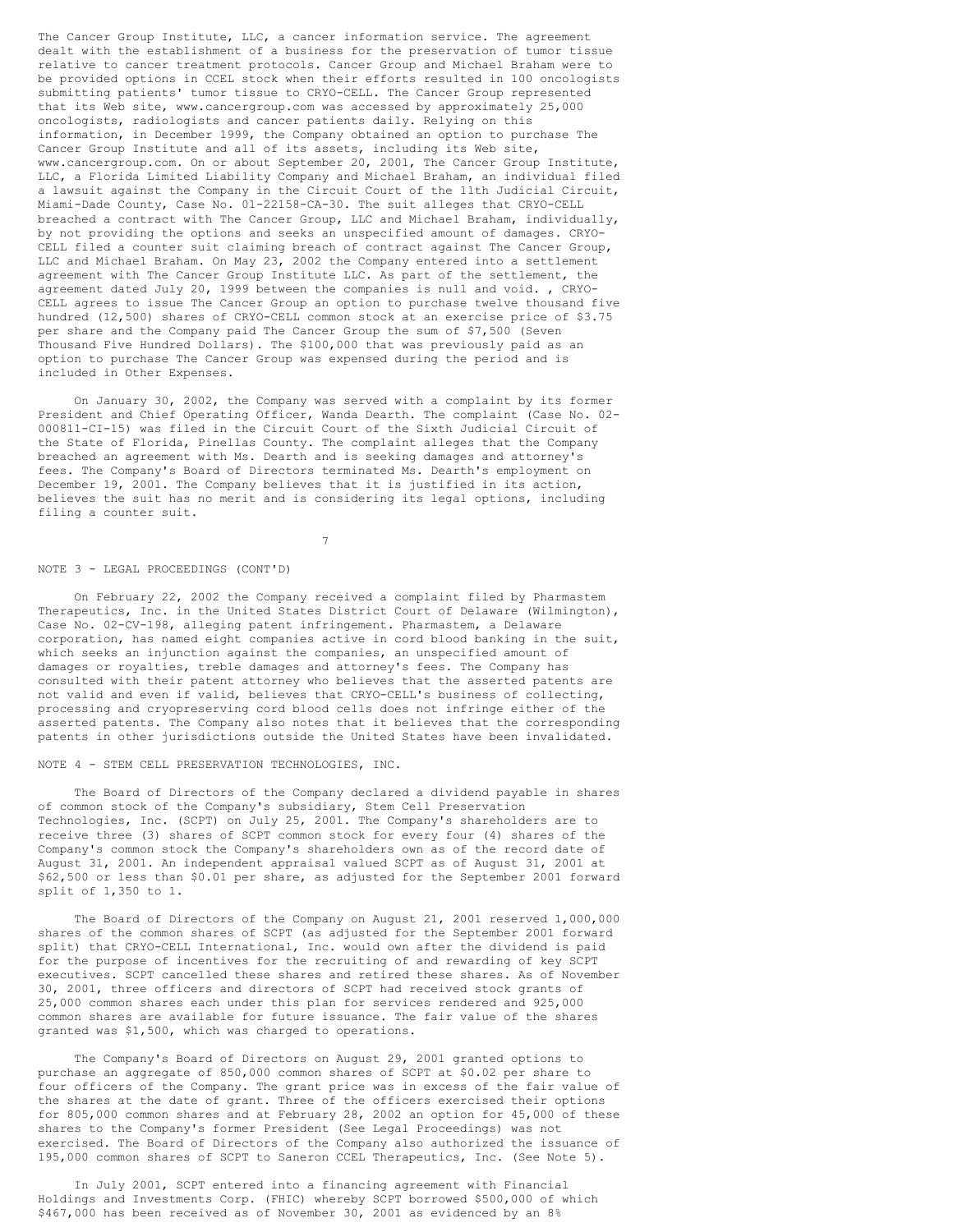The Cancer Group Institute, LLC, a cancer information service. The agreement dealt with the establishment of a business for the preservation of tumor tissue relative to cancer treatment protocols. Cancer Group and Michael Braham were to be provided options in CCEL stock when their efforts resulted in 100 oncologists submitting patients' tumor tissue to CRYO-CELL. The Cancer Group represented that its Web site, www.cancergroup.com was accessed by approximately 25,000 oncologists, radiologists and cancer patients daily. Relying on this information, in December 1999, the Company obtained an option to purchase The Cancer Group Institute and all of its assets, including its Web site, www.cancergroup.com. On or about September 20, 2001, The Cancer Group Institute, LLC, a Florida Limited Liability Company and Michael Braham, an individual filed a lawsuit against the Company in the Circuit Court of the 11th Judicial Circuit, Miami-Dade County, Case No. 01-22158-CA-30. The suit alleges that CRYO-CELL breached a contract with The Cancer Group, LLC and Michael Braham, individually, by not providing the options and seeks an unspecified amount of damages. CRYO-CELL filed a counter suit claiming breach of contract against The Cancer Group, LLC and Michael Braham. On May 23, 2002 the Company entered into a settlement agreement with The Cancer Group Institute LLC. As part of the settlement, the agreement dated July 20, 1999 between the companies is null and void. , CRYO-CELL agrees to issue The Cancer Group an option to purchase twelve thousand five hundred (12,500) shares of CRYO-CELL common stock at an exercise price of $3.75 per share and the Company paid The Cancer Group the sum of $7,500 (Seven Thousand Five Hundred Dollars). The $100,000 that was previously paid as an option to purchase The Cancer Group was expensed during the period and is included in Other Expenses.

On January 30, 2002, the Company was served with a complaint by its former President and Chief Operating Officer, Wanda Dearth. The complaint (Case No. 02-000811-CI-15) was filed in the Circuit Court of the Sixth Judicial Circuit of the State of Florida, Pinellas County. The complaint alleges that the Company breached an agreement with Ms. Dearth and is seeking damages and attorney's fees. The Company's Board of Directors terminated Ms. Dearth's employment on December 19, 2001. The Company believes that it is justified in its action, believes the suit has no merit and is considering its legal options, including filing a counter suit.

NOTE 3 - LEGAL PROCEEDINGS (CONT'D)

On February 22, 2002 the Company received a complaint filed by Pharmastem Therapeutics, Inc. in the United States District Court of Delaware (Wilmington), Case No. 02-CV-198, alleging patent infringement. Pharmastem, a Delaware corporation, has named eight companies active in cord blood banking in the suit, which seeks an injunction against the companies, an unspecified amount of damages or royalties, treble damages and attorney's fees. The Company has consulted with their patent attorney who believes that the asserted patents are not valid and even if valid, believes that CRYO-CELL's business of collecting, processing and cryopreserving cord blood cells does not infringe either of the asserted patents. The Company also notes that it believes that the corresponding patents in other jurisdictions outside the United States have been invalidated.

NOTE 4 - STEM CELL PRESERVATION TECHNOLOGIES, INC.

The Board of Directors of the Company declared a dividend payable in shares of common stock of the Company's subsidiary, Stem Cell Preservation Technologies, Inc. (SCPT) on July 25, 2001. The Company's shareholders are to receive three (3) shares of SCPT common stock for every four (4) shares of the Company's common stock the Company's shareholders own as of the record date of August 31, 2001. An independent appraisal valued SCPT as of August 31, 2001 at $62,500 or less than $0.01 per share, as adjusted for the September 2001 forward split of 1,350 to 1.

The Board of Directors of the Company on August 21, 2001 reserved 1,000,000 shares of the common shares of SCPT (as adjusted for the September 2001 forward split) that CRYO-CELL International, Inc. would own after the dividend is paid for the purpose of incentives for the recruiting of and rewarding of key SCPT executives. SCPT cancelled these shares and retired these shares. As of November 30, 2001, three officers and directors of SCPT had received stock grants of 25,000 common shares each under this plan for services rendered and 925,000 common shares are available for future issuance. The fair value of the shares granted was $1,500, which was charged to operations.

The Company's Board of Directors on August 29, 2001 granted options to purchase an aggregate of 850,000 common shares of SCPT at $0.02 per share to four officers of the Company. The grant price was in excess of the fair value of the shares at the date of grant. Three of the officers exercised their options for 805,000 common shares and at February 28, 2002 an option for 45,000 of these shares to the Company's former President (See Legal Proceedings) was not exercised. The Board of Directors of the Company also authorized the issuance of 195,000 common shares of SCPT to Saneron CCEL Therapeutics, Inc. (See Note 5).

In July 2001, SCPT entered into a financing agreement with Financial Holdings and Investments Corp. (FHIC) whereby SCPT borrowed $500,000 of which $467,000 has been received as of November 30, 2001 as evidenced by an 8%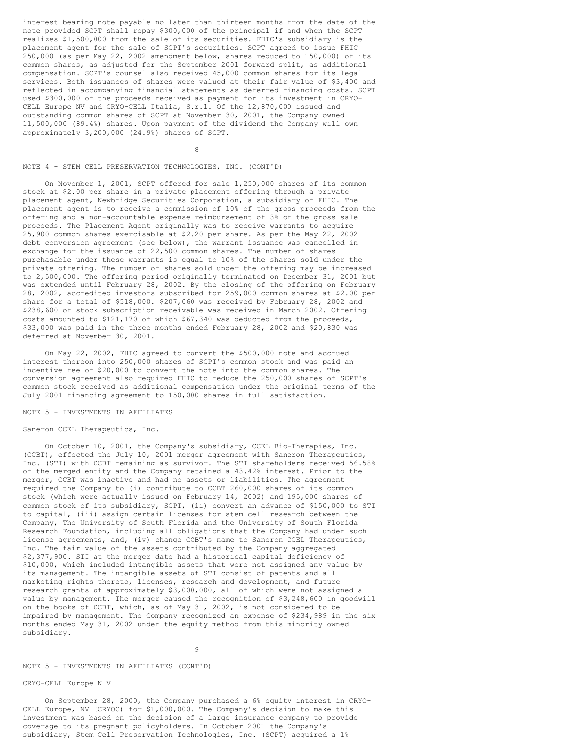interest bearing note payable no later than thirteen months from the date of the note provided SCPT shall repay $300,000 of the principal if and when the SCPT realizes $1,500,000 from the sale of its securities. FHIC's subsidiary is the placement agent for the sale of SCPT's securities. SCPT agreed to issue FHIC 250,000 (as per May 22, 2002 amendment below, shares reduced to 150,000) of its common shares, as adjusted for the September 2001 forward split, as additional compensation. SCPT's counsel also received 45,000 common shares for its legal services. Both issuances of shares were valued at their fair value of $3,400 and reflected in accompanying financial statements as deferred financing costs. SCPT used $300,000 of the proceeds received as payment for its investment in CRYO-CELL Europe NV and CRYO-CELL Italia, S.r.l. Of the 12,870,000 issued and outstanding common shares of SCPT at November 30, 2001, the Company owned 11,500,000 (89.4%) shares. Upon payment of the dividend the Company will own approximately 3,200,000 (24.9%) shares of SCPT.

## NOTE 4 - STEM CELL PRESERVATION TECHNOLOGIES, INC. (CONT'D)

On November 1, 2001, SCPT offered for sale 1,250,000 shares of its common stock at $2.00 per share in a private placement offering through a private placement agent, Newbridge Securities Corporation, a subsidiary of FHIC. The placement agent is to receive a commission of 10% of the gross proceeds from the offering and a non-accountable expense reimbursement of 3% of the gross sale proceeds. The Placement Agent originally was to receive warrants to acquire 25,900 common shares exercisable at $2.20 per share. As per the May 22, 2002 debt conversion agreement (see below), the warrant issuance was cancelled in exchange for the issuance of 22,500 common shares. The number of shares purchasable under these warrants is equal to 10% of the shares sold under the private offering. The number of shares sold under the offering may be increased to 2,500,000. The offering period originally terminated on December 31, 2001 but was extended until February 28, 2002. By the closing of the offering on February 28, 2002, accredited investors subscribed for 259,000 common shares at $2.00 per share for a total of $518,000. $207,060 was received by February 28, 2002 and $238,600 of stock subscription receivable was received in March 2002. Offering costs amounted to $121,170 of which $67,340 was deducted from the proceeds, $33,000 was paid in the three months ended February 28, 2002 and $20,830 was deferred at November 30, 2001.

On May 22, 2002, FHIC agreed to convert the $500,000 note and accrued interest thereon into 250,000 shares of SCPT's common stock and was paid an incentive fee of $20,000 to convert the note into the common shares. The conversion agreement also required FHIC to reduce the 250,000 shares of SCPT's common stock received as additional compensation under the original terms of the July 2001 financing agreement to 150,000 shares in full satisfaction.

## NOTE 5 - INVESTMENTS IN AFFILIATES

### Saneron CCEL Therapeutics, Inc.

On October 10, 2001, the Company's subsidiary, CCEL Bio-Therapies, Inc. (CCBT), effected the July 10, 2001 merger agreement with Saneron Therapeutics, Inc. (STI) with CCBT remaining as survivor. The STI shareholders received 56.58% of the merged entity and the Company retained a 43.42% interest. Prior to the merger, CCBT was inactive and had no assets or liabilities. The agreement required the Company to (i) contribute to CCBT 260,000 shares of its common stock (which were actually issued on February 14, 2002) and 195,000 shares of common stock of its subsidiary, SCPT, (ii) convert an advance of $150,000 to STI to capital, (iii) assign certain licenses for stem cell research between the Company, The University of South Florida and the University of South Florida Research Foundation, including all obligations that the Company had under such license agreements, and, (iv) change CCBT's name to Saneron CCEL Therapeutics, Inc. The fair value of the assets contributed by the Company aggregated $2,377,900. STI at the merger date had a historical capital deficiency of $10,000, which included intangible assets that were not assigned any value by its management. The intangible assets of STI consist of patents and all marketing rights thereto, licenses, research and development, and future research grants of approximately $3,000,000, all of which were not assigned a value by management. The merger caused the recognition of $3,248,600 in goodwill on the books of CCBT, which, as of May 31, 2002, is not considered to be impaired by management. The Company recognized an expense of $234,989 in the six months ended May 31, 2002 under the equity method from this minority owned subsidiary.

## NOTE 5 - INVESTMENTS IN AFFILIATES (CONT'D)

### CRYO-CELL Europe N V

On September 28, 2000, the Company purchased a 6% equity interest in CRYO-CELL Europe, NV (CRYOC) for $1,000,000. The Company's decision to make this investment was based on the decision of a large insurance company to provide coverage to its pregnant policyholders. In October 2001 the Company's subsidiary, Stem Cell Preservation Technologies, Inc. (SCPT) acquired a 1%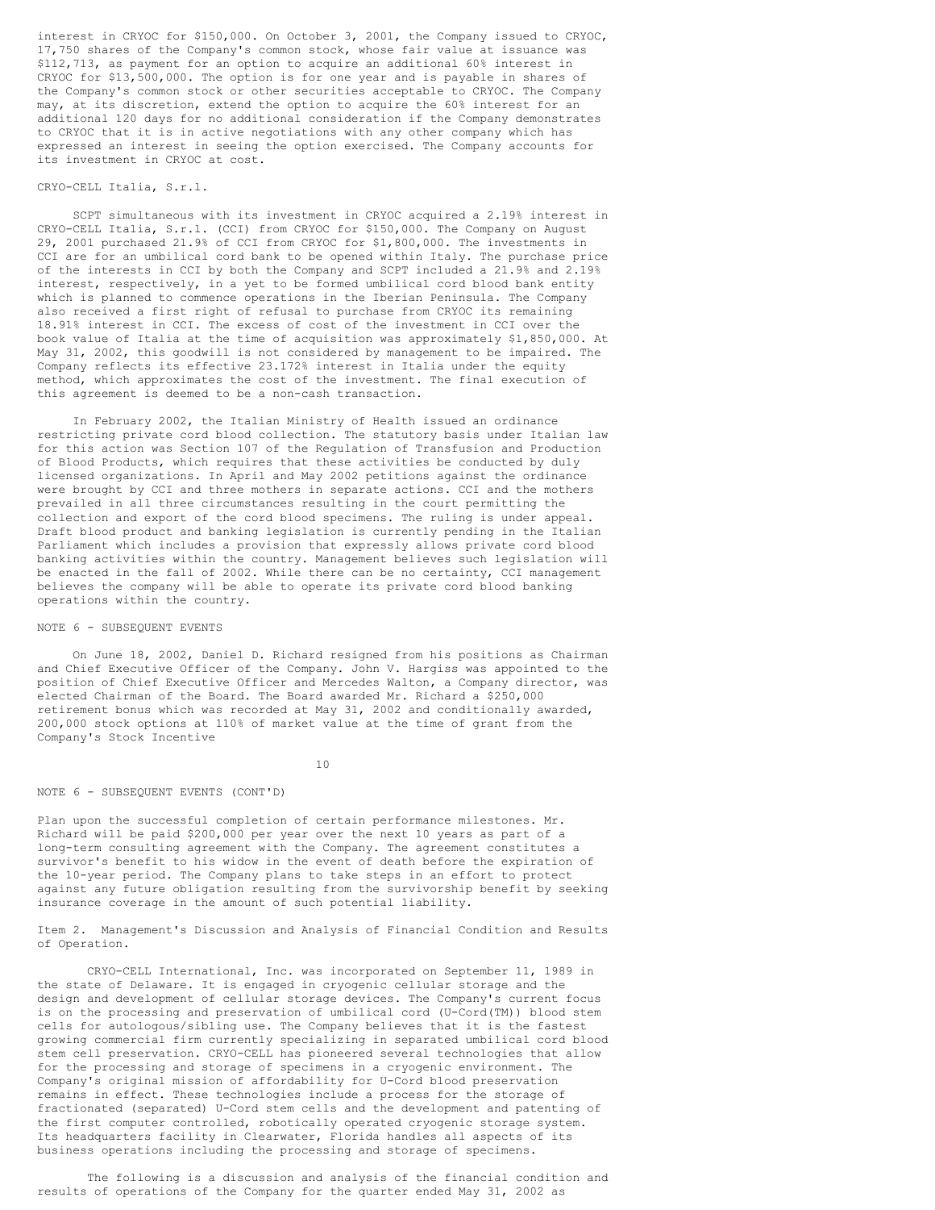interest in CRYOC for $150,000. On October 3, 2001, the Company issued to CRYOC, 17,750 shares of the Company's common stock, whose fair value at issuance was $112,713, as payment for an option to acquire an additional 60% interest in CRYOC for $13,500,000. The option is for one year and is payable in shares of the Company's common stock or other securities acceptable to CRYOC. The Company may, at its discretion, extend the option to acquire the 60% interest for an additional 120 days for no additional consideration if the Company demonstrates to CRYOC that it is in active negotiations with any other company which has expressed an interest in seeing the option exercised. The Company accounts for its investment in CRYOC at cost.

CRYO-CELL Italia, S.r.l.

SCPT simultaneous with its investment in CRYOC acquired a 2.19% interest in CRYO-CELL Italia, S.r.l. (CCI) from CRYOC for $150,000. The Company on August 29, 2001 purchased 21.9% of CCI from CRYOC for $1,800,000. The investments in CCI are for an umbilical cord bank to be opened within Italy. The purchase price of the interests in CCI by both the Company and SCPT included a 21.9% and 2.19% interest, respectively, in a yet to be formed umbilical cord blood bank entity which is planned to commence operations in the Iberian Peninsula. The Company also received a first right of refusal to purchase from CRYOC its remaining 18.91% interest in CCI. The excess of cost of the investment in CCI over the book value of Italia at the time of acquisition was approximately $1,850,000. At May 31, 2002, this goodwill is not considered by management to be impaired. The Company reflects its effective 23.172% interest in Italia under the equity method, which approximates the cost of the investment. The final execution of this agreement is deemed to be a non-cash transaction.

In February 2002, the Italian Ministry of Health issued an ordinance restricting private cord blood collection. The statutory basis under Italian law for this action was Section 107 of the Regulation of Transfusion and Production of Blood Products, which requires that these activities be conducted by duly licensed organizations. In April and May 2002 petitions against the ordinance were brought by CCI and three mothers in separate actions. CCI and the mothers prevailed in all three circumstances resulting in the court permitting the collection and export of the cord blood specimens. The ruling is under appeal. Draft blood product and banking legislation is currently pending in the Italian Parliament which includes a provision that expressly allows private cord blood banking activities within the country. Management believes such legislation will be enacted in the fall of 2002. While there can be no certainty, CCI management believes the company will be able to operate its private cord blood banking operations within the country.

NOTE 6 - SUBSEQUENT EVENTS

On June 18, 2002, Daniel D. Richard resigned from his positions as Chairman and Chief Executive Officer of the Company. John V. Hargiss was appointed to the position of Chief Executive Officer and Mercedes Walton, a Company director, was elected Chairman of the Board. The Board awarded Mr. Richard a $250,000 retirement bonus which was recorded at May 31, 2002 and conditionally awarded, 200,000 stock options at 110% of market value at the time of grant from the Company's Stock Incentive

NOTE 6 - SUBSEQUENT EVENTS (CONT'D)

Plan upon the successful completion of certain performance milestones. Mr. Richard will be paid $200,000 per year over the next 10 years as part of a long-term consulting agreement with the Company. The agreement constitutes a survivor's benefit to his widow in the event of death before the expiration of the 10-year period. The Company plans to take steps in an effort to protect against any future obligation resulting from the survivorship benefit by seeking insurance coverage in the amount of such potential liability.

Item 2. Management's Discussion and Analysis of Financial Condition and Results of Operation.

CRYO-CELL International, Inc. was incorporated on September 11, 1989 in the state of Delaware. It is engaged in cryogenic cellular storage and the design and development of cellular storage devices. The Company's current focus is on the processing and preservation of umbilical cord (U-Cord(TM)) blood stem cells for autologous/sibling use. The Company believes that it is the fastest growing commercial firm currently specializing in separated umbilical cord blood stem cell preservation. CRYO-CELL has pioneered several technologies that allow for the processing and storage of specimens in a cryogenic environment. The Company's original mission of affordability for U-Cord blood preservation remains in effect. These technologies include a process for the storage of fractionated (separated) U-Cord stem cells and the development and patenting of the first computer controlled, robotically operated cryogenic storage system. Its headquarters facility in Clearwater, Florida handles all aspects of its business operations including the processing and storage of specimens.

The following is a discussion and analysis of the financial condition and results of operations of the Company for the quarter ended May 31, 2002 as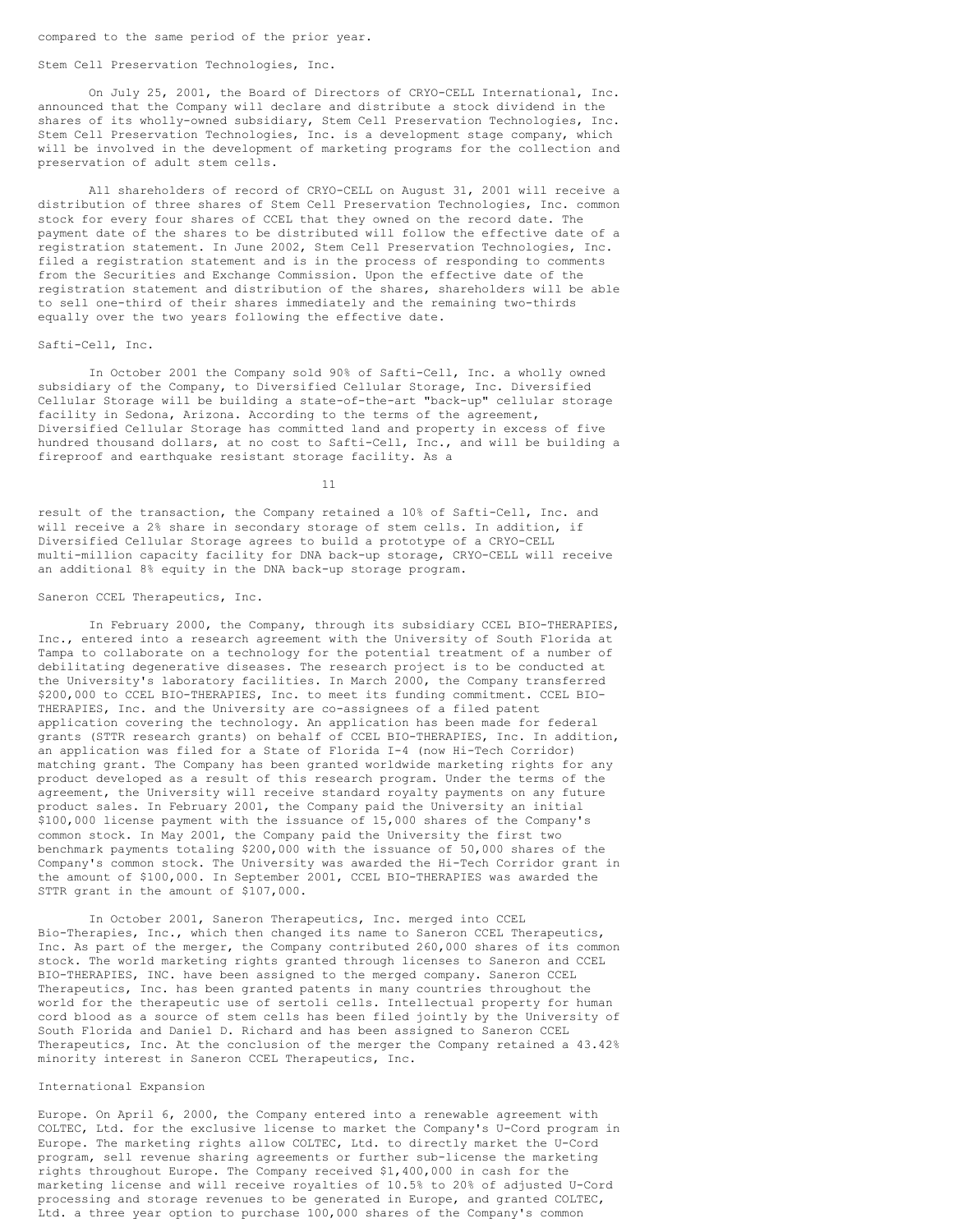compared to the same period of the prior year.

### Stem Cell Preservation Technologies, Inc.

On July 25, 2001, the Board of Directors of CRYO-CELL International, Inc. announced that the Company will declare and distribute a stock dividend in the shares of its wholly-owned subsidiary, Stem Cell Preservation Technologies, Inc. Stem Cell Preservation Technologies, Inc. is a development stage company, which will be involved in the development of marketing programs for the collection and preservation of adult stem cells.

All shareholders of record of CRYO-CELL on August 31, 2001 will receive a distribution of three shares of Stem Cell Preservation Technologies, Inc. common stock for every four shares of CCEL that they owned on the record date. The payment date of the shares to be distributed will follow the effective date of a registration statement. In June 2002, Stem Cell Preservation Technologies, Inc. filed a registration statement and is in the process of responding to comments from the Securities and Exchange Commission. Upon the effective date of the registration statement and distribution of the shares, shareholders will be able to sell one-third of their shares immediately and the remaining two-thirds equally over the two years following the effective date.

### Safti-Cell, Inc.

In October 2001 the Company sold 90% of Safti-Cell, Inc. a wholly owned subsidiary of the Company, to Diversified Cellular Storage, Inc. Diversified Cellular Storage will be building a state-of-the-art "back-up" cellular storage facility in Sedona, Arizona. According to the terms of the agreement, Diversified Cellular Storage has committed land and property in excess of five hundred thousand dollars, at no cost to Safti-Cell, Inc., and will be building a fireproof and earthquake resistant storage facility. As a result of the transaction, the Company retained a 10% of Safti-Cell, Inc. and will receive a 2% share in secondary storage of stem cells. In addition, if Diversified Cellular Storage agrees to build a prototype of a CRYO-CELL multi-million capacity facility for DNA back-up storage, CRYO-CELL will receive an additional 8% equity in the DNA back-up storage program.

### Saneron CCEL Therapeutics, Inc.

In February 2000, the Company, through its subsidiary CCEL BIO-THERAPIES, Inc., entered into a research agreement with the University of South Florida at Tampa to collaborate on a technology for the potential treatment of a number of debilitating degenerative diseases. The research project is to be conducted at the University's laboratory facilities. In March 2000, the Company transferred $200,000 to CCEL BIO-THERAPIES, Inc. to meet its funding commitment. CCEL BIO-THERAPIES, Inc. and the University are co-assignees of a filed patent application covering the technology. An application has been made for federal grants (STTR research grants) on behalf of CCEL BIO-THERAPIES, Inc. In addition, an application was filed for a State of Florida I-4 (now Hi-Tech Corridor) matching grant. The Company has been granted worldwide marketing rights for any product developed as a result of this research program. Under the terms of the agreement, the University will receive standard royalty payments on any future product sales. In February 2001, the Company paid the University an initial $100,000 license payment with the issuance of 15,000 shares of the Company's common stock. In May 2001, the Company paid the University the first two benchmark payments totaling $200,000 with the issuance of 50,000 shares of the Company's common stock. The University was awarded the Hi-Tech Corridor grant in the amount of $100,000. In September 2001, CCEL BIO-THERAPIES was awarded the STTR grant in the amount of $107,000.

In October 2001, Saneron Therapeutics, Inc. merged into CCEL Bio-Therapies, Inc., which then changed its name to Saneron CCEL Therapeutics, Inc. As part of the merger, the Company contributed 260,000 shares of its common stock. The world marketing rights granted through licenses to Saneron and CCEL BIO-THERAPIES, INC. have been assigned to the merged company. Saneron CCEL Therapeutics, Inc. has been granted patents in many countries throughout the world for the therapeutic use of sertoli cells. Intellectual property for human cord blood as a source of stem cells has been filed jointly by the University of South Florida and Daniel D. Richard and has been assigned to Saneron CCEL Therapeutics, Inc. At the conclusion of the merger the Company retained a 43.42% minority interest in Saneron CCEL Therapeutics, Inc.

### International Expansion

Europe. On April 6, 2000, the Company entered into a renewable agreement with COLTEC, Ltd. for the exclusive license to market the Company's U-Cord program in Europe. The marketing rights allow COLTEC, Ltd. to directly market the U-Cord program, sell revenue sharing agreements or further sub-license the marketing rights throughout Europe. The Company received $1,400,000 in cash for the marketing license and will receive royalties of 10.5% to 20% of adjusted U-Cord processing and storage revenues to be generated in Europe, and granted COLTEC, Ltd. a three year option to purchase 100,000 shares of the Company's common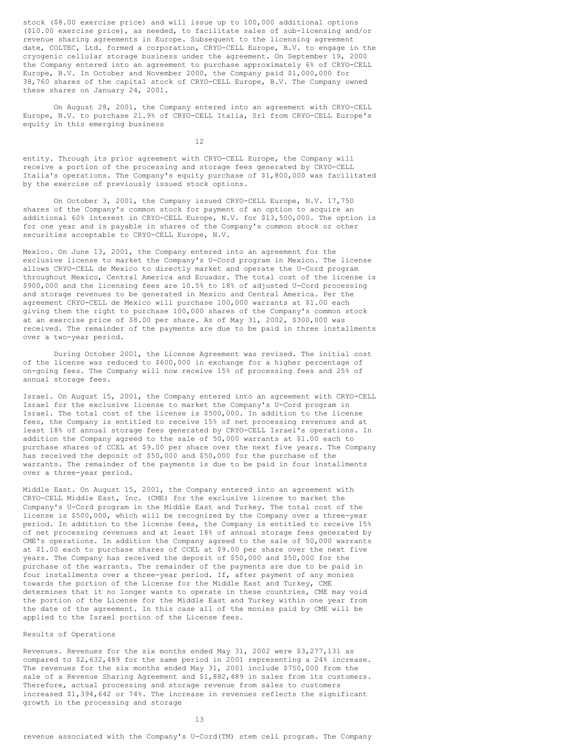stock ($8.00 exercise price) and will issue up to 100,000 additional options ($10.00 exercise price), as needed, to facilitate sales of sub-licensing and/or revenue sharing agreements in Europe. Subsequent to the licensing agreement date, COLTEC, Ltd. formed a corporation, CRYO-CELL Europe, B.V. to engage in the cryogenic cellular storage business under the agreement. On September 19, 2000 the Company entered into an agreement to purchase approximately 6% of CRYO-CELL Europe, B.V. In October and November 2000, the Company paid $1,000,000 for 38,760 shares of the capital stock of CRYO-CELL Europe, B.V. The Company owned these shares on January 24, 2001.

On August 28, 2001, the Company entered into an agreement with CRYO-CELL Europe, N.V. to purchase 21.9% of CRYO-CELL Italia, Srl from CRYO-CELL Europe's equity in this emerging business entity. Through its prior agreement with CRYO-CELL Europe, the Company will receive a portion of the processing and storage fees generated by CRYO-CELL Italia's operations. The Company's equity purchase of $1,800,000 was facilitated by the exercise of previously issued stock options.

On October 3, 2001, the Company issued CRYO-CELL Europe, N.V. 17,750 shares of the Company's common stock for payment of an option to acquire an additional 60% interest in CRYO-CELL Europe, N.V. for $13,500,000. The option is for one year and is payable in shares of the Company's common stock or other securities acceptable to CRYO-CELL Europe, N.V.

Mexico. On June 13, 2001, the Company entered into an agreement for the exclusive license to market the Company's U-Cord program in Mexico. The license allows CRYO-CELL de Mexico to directly market and operate the U-Cord program throughout Mexico, Central America and Ecuador. The total cost of the license is $900,000 and the licensing fees are 10.5% to 18% of adjusted U-Cord processing and storage revenues to be generated in Mexico and Central America. Per the agreement CRYO-CELL de Mexico will purchase 100,000 warrants at $1.00 each giving them the right to purchase 100,000 shares of the Company's common stock at an exercise price of $8.00 per share. As of May 31, 2002, $300,000 was received. The remainder of the payments are due to be paid in three installments over a two-year period.

During October 2001, the License Agreement was revised. The initial cost of the license was reduced to $600,000 in exchange for a higher percentage of on-going fees. The Company will now receive 15% of processing fees and 25% of annual storage fees.

Israel. On August 15, 2001, the Company entered into an agreement with CRYO-CELL Israel for the exclusive license to market the Company's U-Cord program in Israel. The total cost of the license is $500,000. In addition to the license fees, the Company is entitled to receive 15% of net processing revenues and at least 18% of annual storage fees generated by CRYO-CELL Israel's operations. In addition the Company agreed to the sale of 50,000 warrants at $1.00 each to purchase shares of CCEL at $9.00 per share over the next five years. The Company has received the deposit of $50,000 and $50,000 for the purchase of the warrants. The remainder of the payments is due to be paid in four installments over a three-year period.

Middle East. On August 15, 2001, the Company entered into an agreement with CRYO-CELL Middle East, Inc. (CME) for the exclusive license to market the Company's U-Cord program in the Middle East and Turkey. The total cost of the license is $500,000, which will be recognized by the Company over a three-year period. In addition to the license fees, the Company is entitled to receive 15% of net processing revenues and at least 18% of annual storage fees generated by CME's operations. In addition the Company agreed to the sale of 50,000 warrants at $1.00 each to purchase shares of CCEL at $9.00 per share over the next five years. The Company has received the deposit of $50,000 and $50,000 for the purchase of the warrants. The remainder of the payments are due to be paid in four installments over a three-year period. If, after payment of any monies towards the portion of the License for the Middle East and Turkey, CME determines that it no longer wants to operate in these countries, CME may void the portion of the License for the Middle East and Turkey within one year from the date of the agreement. In this case all of the monies paid by CME will be applied to the Israel portion of the License fees.

## Results of Operations

Revenues. Revenues for the six months ended May 31, 2002 were $3,277,131 as compared to $2,632,489 for the same period in 2001 representing a 24% increase. The revenues for the six months ended May 31, 2001 include $750,000 from the sale of a Revenue Sharing Agreement and $1,882,489 in sales from its customers. Therefore, actual processing and storage revenue from sales to customers increased $1,394,642 or 74%. The increase in revenues reflects the significant growth in the processing and storage revenue associated with the Company's U-Cord(TM) stem cell program. The Company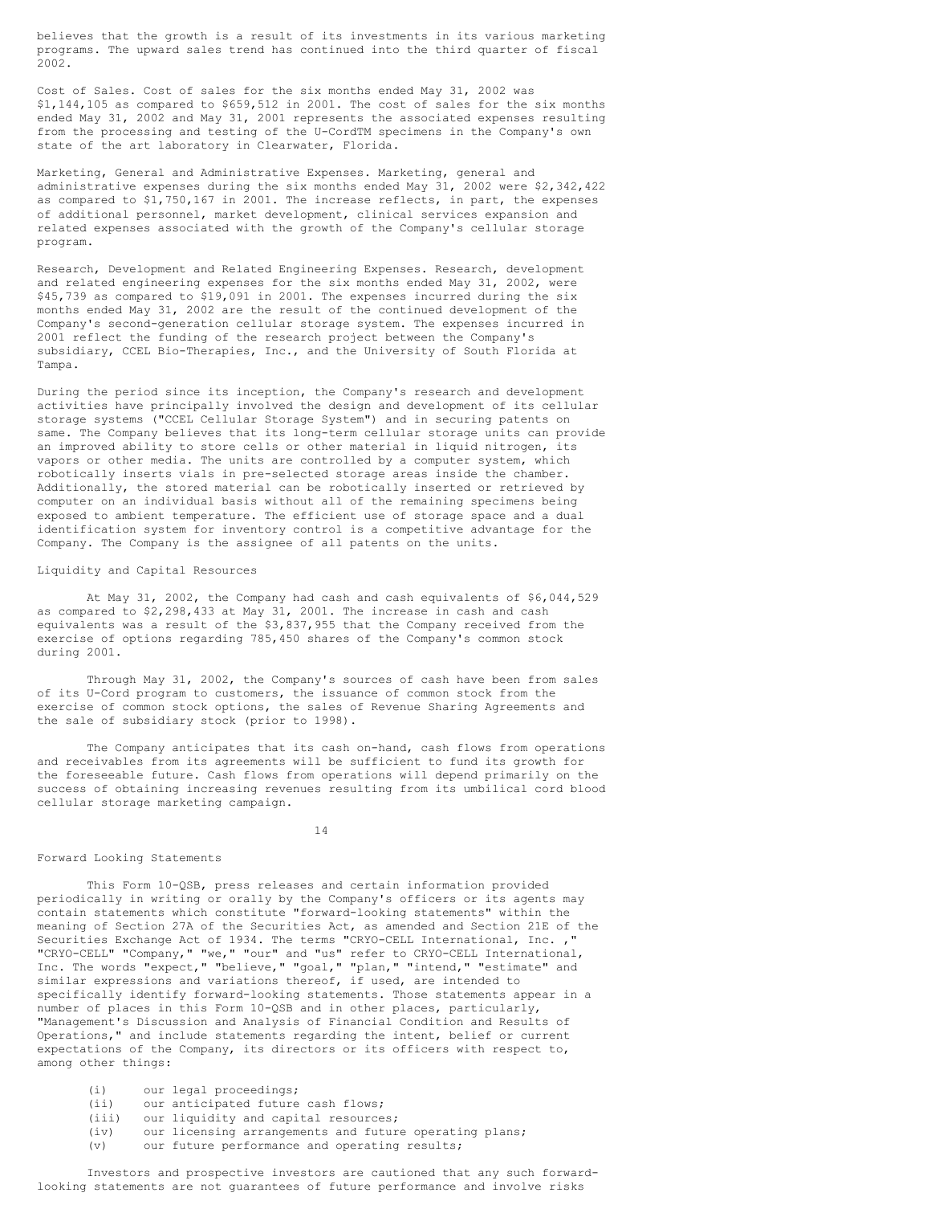believes that the growth is a result of its investments in its various marketing programs. The upward sales trend has continued into the third quarter of fiscal 2002.

Cost of Sales. Cost of sales for the six months ended May 31, 2002 was $1,144,105 as compared to $659,512 in 2001. The cost of sales for the six months ended May 31, 2002 and May 31, 2001 represents the associated expenses resulting from the processing and testing of the U-CordTM specimens in the Company's own state of the art laboratory in Clearwater, Florida.

Marketing, General and Administrative Expenses. Marketing, general and administrative expenses during the six months ended May 31, 2002 were $2,342,422 as compared to $1,750,167 in 2001. The increase reflects, in part, the expenses of additional personnel, market development, clinical services expansion and related expenses associated with the growth of the Company's cellular storage program.

Research, Development and Related Engineering Expenses. Research, development and related engineering expenses for the six months ended May 31, 2002, were $45,739 as compared to $19,091 in 2001. The expenses incurred during the six months ended May 31, 2002 are the result of the continued development of the Company's second-generation cellular storage system. The expenses incurred in 2001 reflect the funding of the research project between the Company's subsidiary, CCEL Bio-Therapies, Inc., and the University of South Florida at Tampa.

During the period since its inception, the Company's research and development activities have principally involved the design and development of its cellular storage systems ("CCEL Cellular Storage System") and in securing patents on same. The Company believes that its long-term cellular storage units can provide an improved ability to store cells or other material in liquid nitrogen, its vapors or other media. The units are controlled by a computer system, which robotically inserts vials in pre-selected storage areas inside the chamber. Additionally, the stored material can be robotically inserted or retrieved by computer on an individual basis without all of the remaining specimens being exposed to ambient temperature. The efficient use of storage space and a dual identification system for inventory control is a competitive advantage for the Company. The Company is the assignee of all patents on the units.

## Liquidity and Capital Resources

At May 31, 2002, the Company had cash and cash equivalents of $6,044,529 as compared to $2,298,433 at May 31, 2001. The increase in cash and cash equivalents was a result of the $3,837,955 that the Company received from the exercise of options regarding 785,450 shares of the Company's common stock during 2001.

Through May 31, 2002, the Company's sources of cash have been from sales of its U-Cord program to customers, the issuance of common stock from the exercise of common stock options, the sales of Revenue Sharing Agreements and the sale of subsidiary stock (prior to 1998).

The Company anticipates that its cash on-hand, cash flows from operations and receivables from its agreements will be sufficient to fund its growth for the foreseeable future. Cash flows from operations will depend primarily on the success of obtaining increasing revenues resulting from its umbilical cord blood cellular storage marketing campaign.

## Forward Looking Statements

This Form 10-QSB, press releases and certain information provided periodically in writing or orally by the Company's officers or its agents may contain statements which constitute "forward-looking statements" within the meaning of Section 27A of the Securities Act, as amended and Section 21E of the Securities Exchange Act of 1934. The terms "CRYO-CELL International, Inc. ," "CRYO-CELL" "Company," "we," "our" and "us" refer to CRYO-CELL International, Inc. The words "expect," "believe," "goal," "plan," "intend," "estimate" and similar expressions and variations thereof, if used, are intended to specifically identify forward-looking statements. Those statements appear in a number of places in this Form 10-QSB and in other places, particularly, "Management's Discussion and Analysis of Financial Condition and Results of Operations," and include statements regarding the intent, belief or current expectations of the Company, its directors or its officers with respect to, among other things:

- (i) our legal proceedings;
- (ii) our anticipated future cash flows;
- (iii) our liquidity and capital resources;
- (iv) our licensing arrangements and future operating plans;
- (v) our future performance and operating results;

Investors and prospective investors are cautioned that any such forward-looking statements are not guarantees of future performance and involve risks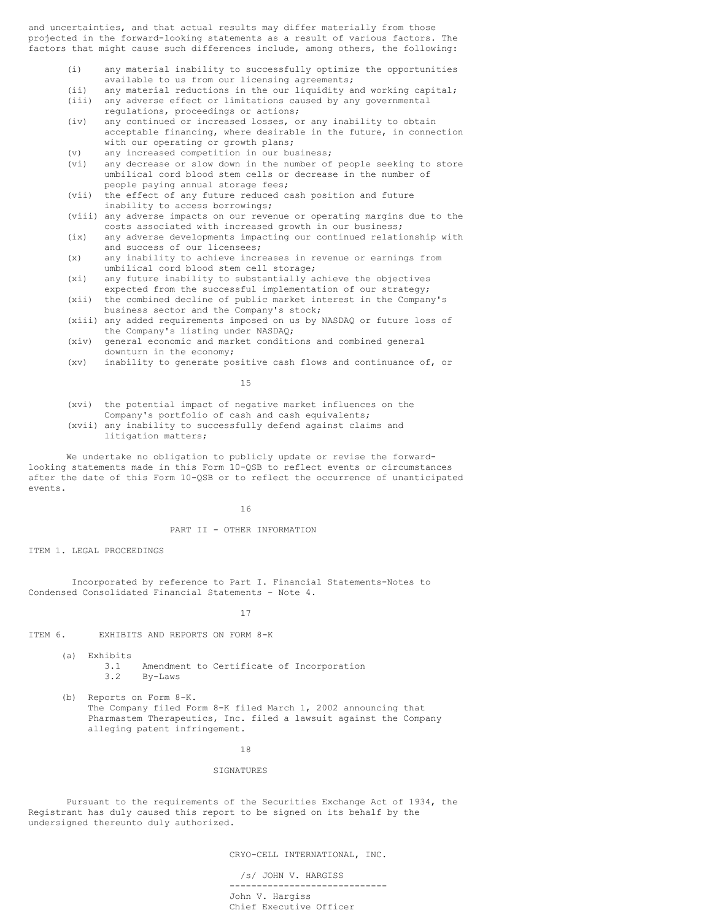and uncertainties, and that actual results may differ materially from those projected in the forward-looking statements as a result of various factors. The factors that might cause such differences include, among others, the following:

- (i) any material inability to successfully optimize the opportunities available to us from our licensing agreements;
- (ii) any material reductions in the our liquidity and working capital;
- (iii) any adverse effect or limitations caused by any governmental regulations, proceedings or actions;
- (iv) any continued or increased losses, or any inability to obtain acceptable financing, where desirable in the future, in connection with our operating or growth plans;
- (v) any increased competition in our business;
- (vi) any decrease or slow down in the number of people seeking to store umbilical cord blood stem cells or decrease in the number of people paying annual storage fees;
- (vii) the effect of any future reduced cash position and future inability to access borrowings;
- (viii) any adverse impacts on our revenue or operating margins due to the costs associated with increased growth in our business;
- (ix) any adverse developments impacting our continued relationship with and success of our licensees;
- (x) any inability to achieve increases in revenue or earnings from umbilical cord blood stem cell storage;
- (xi) any future inability to substantially achieve the objectives expected from the successful implementation of our strategy;
- (xii) the combined decline of public market interest in the Company's business sector and the Company's stock;
- (xiii) any added requirements imposed on us by NASDAQ or future loss of the Company's listing under NASDAQ;
- (xiv) general economic and market conditions and combined general downturn in the economy;
- (xv) inability to generate positive cash flows and continuance of, or
- (xvi) the potential impact of negative market influences on the Company's portfolio of cash and cash equivalents;
- (xvii) any inability to successfully defend against claims and litigation matters;

We undertake no obligation to publicly update or revise the forward-looking statements made in this Form 10-QSB to reflect events or circumstances after the date of this Form 10-QSB or to reflect the occurrence of unanticipated events.

## PART II - OTHER INFORMATION

### ITEM 1. LEGAL PROCEEDINGS

Incorporated by reference to Part I. Financial Statements-Notes to Condensed Consolidated Financial Statements - Note 4.

### ITEM 6. EXHIBITS AND REPORTS ON FORM 8-K

(a) Exhibits

- 3.1 Amendment to Certificate of Incorporation
- 3.2 By-Laws

(b) Reports on Form 8-K.

The Company filed Form 8-K filed March 1, 2002 announcing that Pharmastem Therapeutics, Inc. filed a lawsuit against the Company alleging patent infringement.

## SIGNATURES

Pursuant to the requirements of the Securities Exchange Act of 1934, the Registrant has duly caused this report to be signed on its behalf by the undersigned thereunto duly authorized.

CRYO-CELL INTERNATIONAL, INC.

/s/ JOHN V. HARGISS

-----------------------------

John V. Hargiss
Chief Executive Officer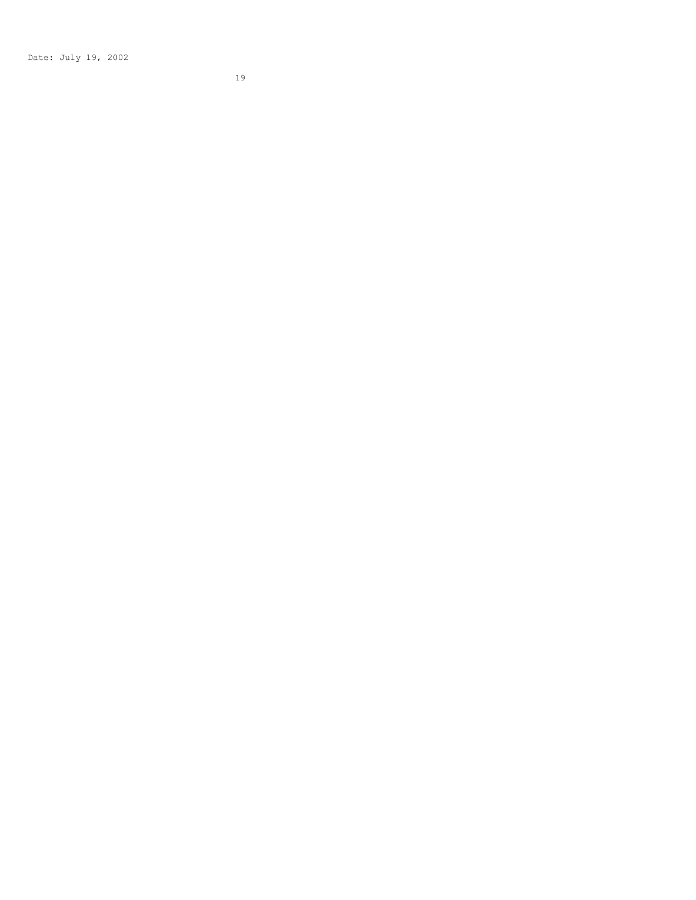Date: July 19, 2002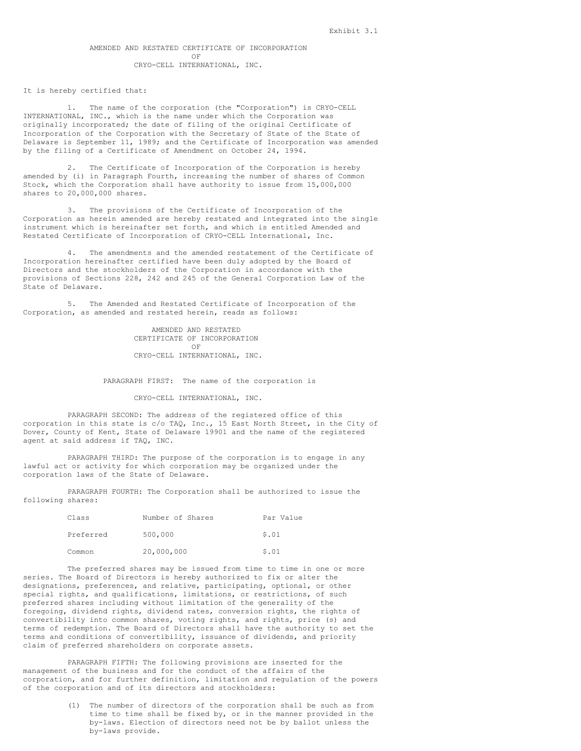Exhibit 3.1

# AMENDED AND RESTATED CERTIFICATE OF INCORPORATION
# OF
# CRYO-CELL INTERNATIONAL, INC.

It is hereby certified that:

1. The name of the corporation (the "Corporation") is CRYO-CELL INTERNATIONAL, INC., which is the name under which the Corporation was originally incorporated; the date of filing of the original Certificate of Incorporation of the Corporation with the Secretary of State of the State of Delaware is September 11, 1989; and the Certificate of Incorporation was amended by the filing of a Certificate of Amendment on October 24, 1994.

2. The Certificate of Incorporation of the Corporation is hereby amended by (i) in Paragraph Fourth, increasing the number of shares of Common Stock, which the Corporation shall have authority to issue from 15,000,000 shares to 20,000,000 shares.

3. The provisions of the Certificate of Incorporation of the Corporation as herein amended are hereby restated and integrated into the single instrument which is hereinafter set forth, and which is entitled Amended and Restated Certificate of Incorporation of CRYO-CELL International, Inc.

4. The amendments and the amended restatement of the Certificate of Incorporation hereinafter certified have been duly adopted by the Board of Directors and the stockholders of the Corporation in accordance with the provisions of Sections 228, 242 and 245 of the General Corporation Law of the State of Delaware.

5. The Amended and Restated Certificate of Incorporation of the Corporation, as amended and restated herein, reads as follows:

## AMENDED AND RESTATED
## CERTIFICATE OF INCORPORATION
## OF
## CRYO-CELL INTERNATIONAL, INC.

PARAGRAPH FIRST: The name of the corporation is

CRYO-CELL INTERNATIONAL, INC.

PARAGRAPH SECOND: The address of the registered office of this corporation in this state is c/o TAQ, Inc., 15 East North Street, in the City of Dover, County of Kent, State of Delaware 19901 and the name of the registered agent at said address if TAQ, INC.

PARAGRAPH THIRD: The purpose of the corporation is to engage in any lawful act or activity for which corporation may be organized under the corporation laws of the State of Delaware.

PARAGRAPH FOURTH: The Corporation shall be authorized to issue the following shares:

| Class | Number of Shares | Par Value |
|---|---|---|
| Preferred | 500,000 | $.01 |
| Common | 20,000,000 | $.01 |

The preferred shares may be issued from time to time in one or more series. The Board of Directors is hereby authorized to fix or alter the designations, preferences, and relative, participating, optional, or other special rights, and qualifications, limitations, or restrictions, of such preferred shares including without limitation of the generality of the foregoing, dividend rights, dividend rates, conversion rights, the rights of convertibility into common shares, voting rights, and rights, price (s) and terms of redemption. The Board of Directors shall have the authority to set the terms and conditions of convertibility, issuance of dividends, and priority claim of preferred shareholders on corporate assets.

PARAGRAPH FIFTH: The following provisions are inserted for the management of the business and for the conduct of the affairs of the corporation, and for further definition, limitation and regulation of the powers of the corporation and of its directors and stockholders:

(1) The number of directors of the corporation shall be such as from time to time shall be fixed by, or in the manner provided in the by-laws. Election of directors need not be by ballot unless the by-laws provide.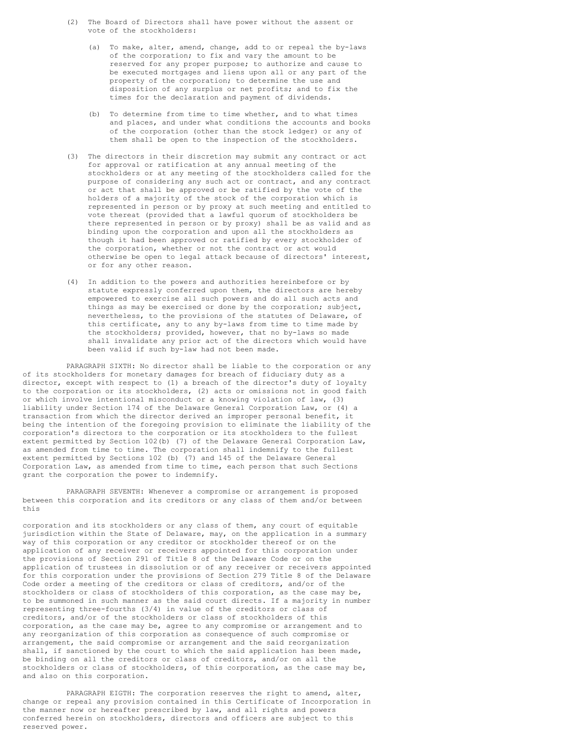(2) The Board of Directors shall have power without the assent or vote of the stockholders:

   (a) To make, alter, amend, change, add to or repeal the by-laws of the corporation; to fix and vary the amount to be reserved for any proper purpose; to authorize and cause to be executed mortgages and liens upon all or any part of the property of the corporation; to determine the use and disposition of any surplus or net profits; and to fix the times for the declaration and payment of dividends.

   (b) To determine from time to time whether, and to what times and places, and under what conditions the accounts and books of the corporation (other than the stock ledger) or any of them shall be open to the inspection of the stockholders.

(3) The directors in their discretion may submit any contract or act for approval or ratification at any annual meeting of the stockholders or at any meeting of the stockholders called for the purpose of considering any such act or contract, and any contract or act that shall be approved or be ratified by the vote of the holders of a majority of the stock of the corporation which is represented in person or by proxy at such meeting and entitled to vote thereat (provided that a lawful quorum of stockholders be there represented in person or by proxy) shall be as valid and as binding upon the corporation and upon all the stockholders as though it had been approved or ratified by every stockholder of the corporation, whether or not the contract or act would otherwise be open to legal attack because of directors' interest, or for any other reason.

(4) In addition to the powers and authorities hereinbefore or by statute expressly conferred upon them, the directors are hereby empowered to exercise all such powers and do all such acts and things as may be exercised or done by the corporation; subject, nevertheless, to the provisions of the statutes of Delaware, of this certificate, any to any by-laws from time to time made by the stockholders; provided, however, that no by-laws so made shall invalidate any prior act of the directors which would have been valid if such by-law had not been made.

PARAGRAPH SIXTH: No director shall be liable to the corporation or any of its stockholders for monetary damages for breach of fiduciary duty as a director, except with respect to (1) a breach of the director's duty of loyalty to the corporation or its stockholders, (2) acts or omissions not in good faith or which involve intentional misconduct or a knowing violation of law, (3) liability under Section 174 of the Delaware General Corporation Law, or (4) a transaction from which the director derived an improper personal benefit, it being the intention of the foregoing provision to eliminate the liability of the corporation's directors to the corporation or its stockholders to the fullest extent permitted by Section 102(b) (7) of the Delaware General Corporation Law, as amended from time to time. The corporation shall indemnify to the fullest extent permitted by Sections 102 (b) (7) and 145 of the Delaware General Corporation Law, as amended from time to time, each person that such Sections grant the corporation the power to indemnify.

PARAGRAPH SEVENTH: Whenever a compromise or arrangement is proposed between this corporation and its creditors or any class of them and/or between this corporation and its stockholders or any class of them, any court of equitable jurisdiction within the State of Delaware, may, on the application in a summary way of this corporation or any creditor or stockholder thereof or on the application of any receiver or receivers appointed for this corporation under the provisions of Section 291 of Title 8 of the Delaware Code or on the application of trustees in dissolution or of any receiver or receivers appointed for this corporation under the provisions of Section 279 Title 8 of the Delaware Code order a meeting of the creditors or class of creditors, and/or of the stockholders or class of stockholders of this corporation, as the case may be, to be summoned in such manner as the said court directs. If a majority in number representing three-fourths (3/4) in value of the creditors or class of creditors, and/or of the stockholders or class of stockholders of this corporation, as the case may be, agree to any compromise or arrangement and to any reorganization of this corporation as consequence of such compromise or arrangement, the said compromise or arrangement and the said reorganization shall, if sanctioned by the court to which the said application has been made, be binding on all the creditors or class of creditors, and/or on all the stockholders or class of stockholders, of this corporation, as the case may be, and also on this corporation.

PARAGRAPH EIGTH: The corporation reserves the right to amend, alter, change or repeal any provision contained in this Certificate of Incorporation in the manner now or hereafter prescribed by law, and all rights and powers conferred herein on stockholders, directors and officers are subject to this reserved power.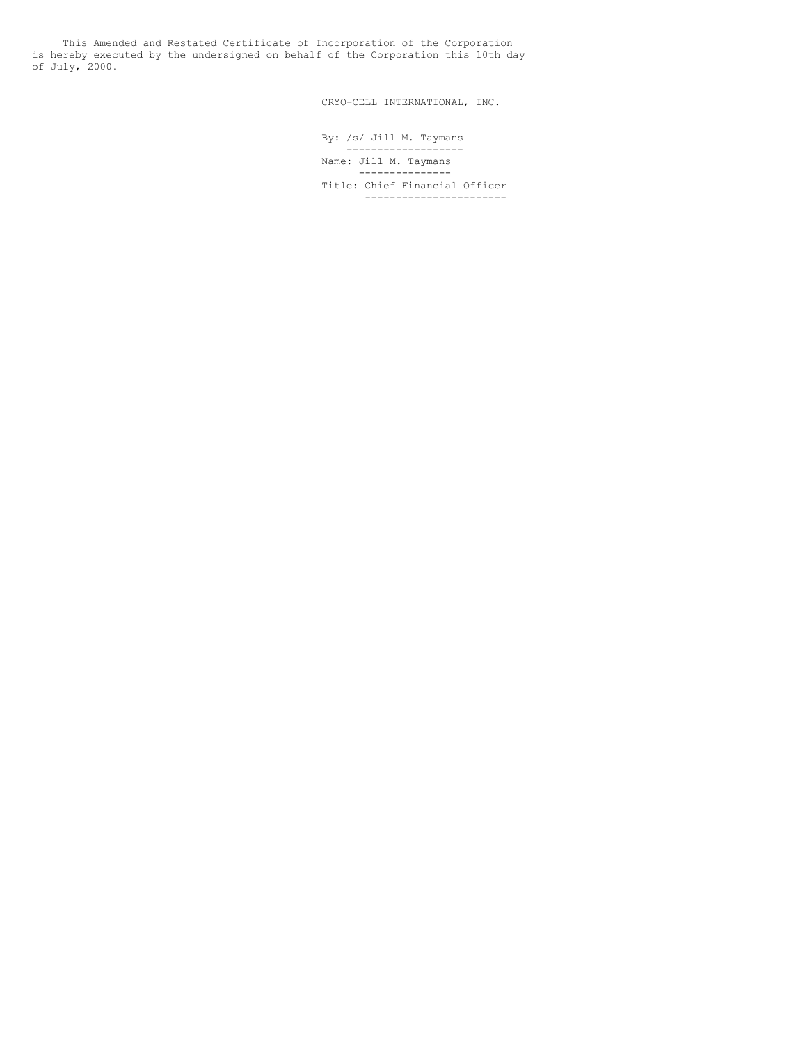This Amended and Restated Certificate of Incorporation of the Corporation is hereby executed by the undersigned on behalf of the Corporation this 10th day of July, 2000.

CRYO-CELL INTERNATIONAL, INC.

By: /s/ Jill M. Taymans

Name: Jill M. Taymans

Title: Chief Financial Officer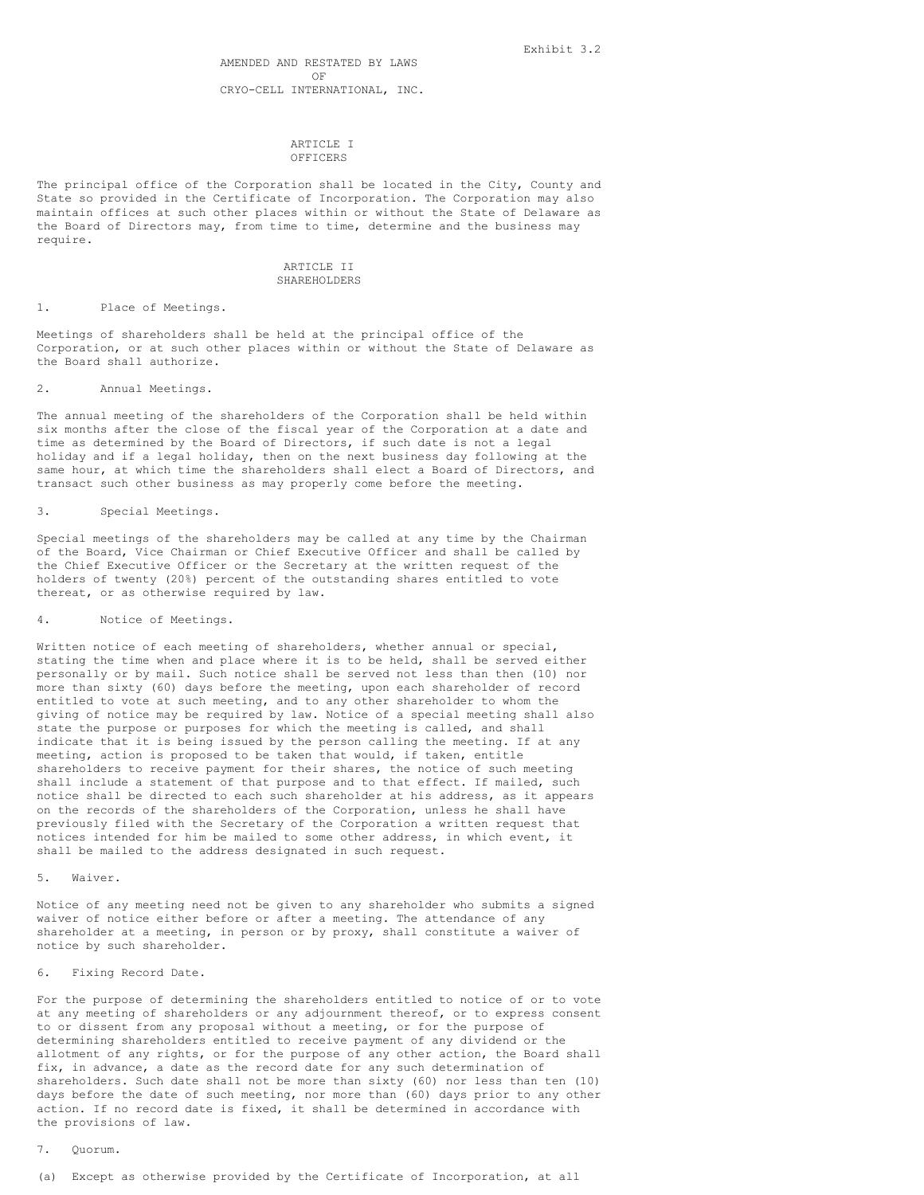Exhibit 3.2

# AMENDED AND RESTATED BY LAWS OF CRYO-CELL INTERNATIONAL, INC.

## ARTICLE I OFFICERS

The principal office of the Corporation shall be located in the City, County and State so provided in the Certificate of Incorporation. The Corporation may also maintain offices at such other places within or without the State of Delaware as the Board of Directors may, from time to time, determine and the business may require.

## ARTICLE II SHAREHOLDERS

1. Place of Meetings.

Meetings of shareholders shall be held at the principal office of the Corporation, or at such other places within or without the State of Delaware as the Board shall authorize.

2. Annual Meetings.

The annual meeting of the shareholders of the Corporation shall be held within six months after the close of the fiscal year of the Corporation at a date and time as determined by the Board of Directors, if such date is not a legal holiday and if a legal holiday, then on the next business day following at the same hour, at which time the shareholders shall elect a Board of Directors, and transact such other business as may properly come before the meeting.

3. Special Meetings.

Special meetings of the shareholders may be called at any time by the Chairman of the Board, Vice Chairman or Chief Executive Officer and shall be called by the Chief Executive Officer or the Secretary at the written request of the holders of twenty (20%) percent of the outstanding shares entitled to vote thereat, or as otherwise required by law.

4. Notice of Meetings.

Written notice of each meeting of shareholders, whether annual or special, stating the time when and place where it is to be held, shall be served either personally or by mail. Such notice shall be served not less than then (10) nor more than sixty (60) days before the meeting, upon each shareholder of record entitled to vote at such meeting, and to any other shareholder to whom the giving of notice may be required by law. Notice of a special meeting shall also state the purpose or purposes for which the meeting is called, and shall indicate that it is being issued by the person calling the meeting. If at any meeting, action is proposed to be taken that would, if taken, entitle shareholders to receive payment for their shares, the notice of such meeting shall include a statement of that purpose and to that effect. If mailed, such notice shall be directed to each such shareholder at his address, as it appears on the records of the shareholders of the Corporation, unless he shall have previously filed with the Secretary of the Corporation a written request that notices intended for him be mailed to some other address, in which event, it shall be mailed to the address designated in such request.

5. Waiver.

Notice of any meeting need not be given to any shareholder who submits a signed waiver of notice either before or after a meeting. The attendance of any shareholder at a meeting, in person or by proxy, shall constitute a waiver of notice by such shareholder.

6. Fixing Record Date.

For the purpose of determining the shareholders entitled to notice of or to vote at any meeting of shareholders or any adjournment thereof, or to express consent to or dissent from any proposal without a meeting, or for the purpose of determining shareholders entitled to receive payment of any dividend or the allotment of any rights, or for the purpose of any other action, the Board shall fix, in advance, a date as the record date for any such determination of shareholders. Such date shall not be more than sixty (60) nor less than ten (10) days before the date of such meeting, nor more than (60) days prior to any other action. If no record date is fixed, it shall be determined in accordance with the provisions of law.

7. Quorum.

(a) Except as otherwise provided by the Certificate of Incorporation, at all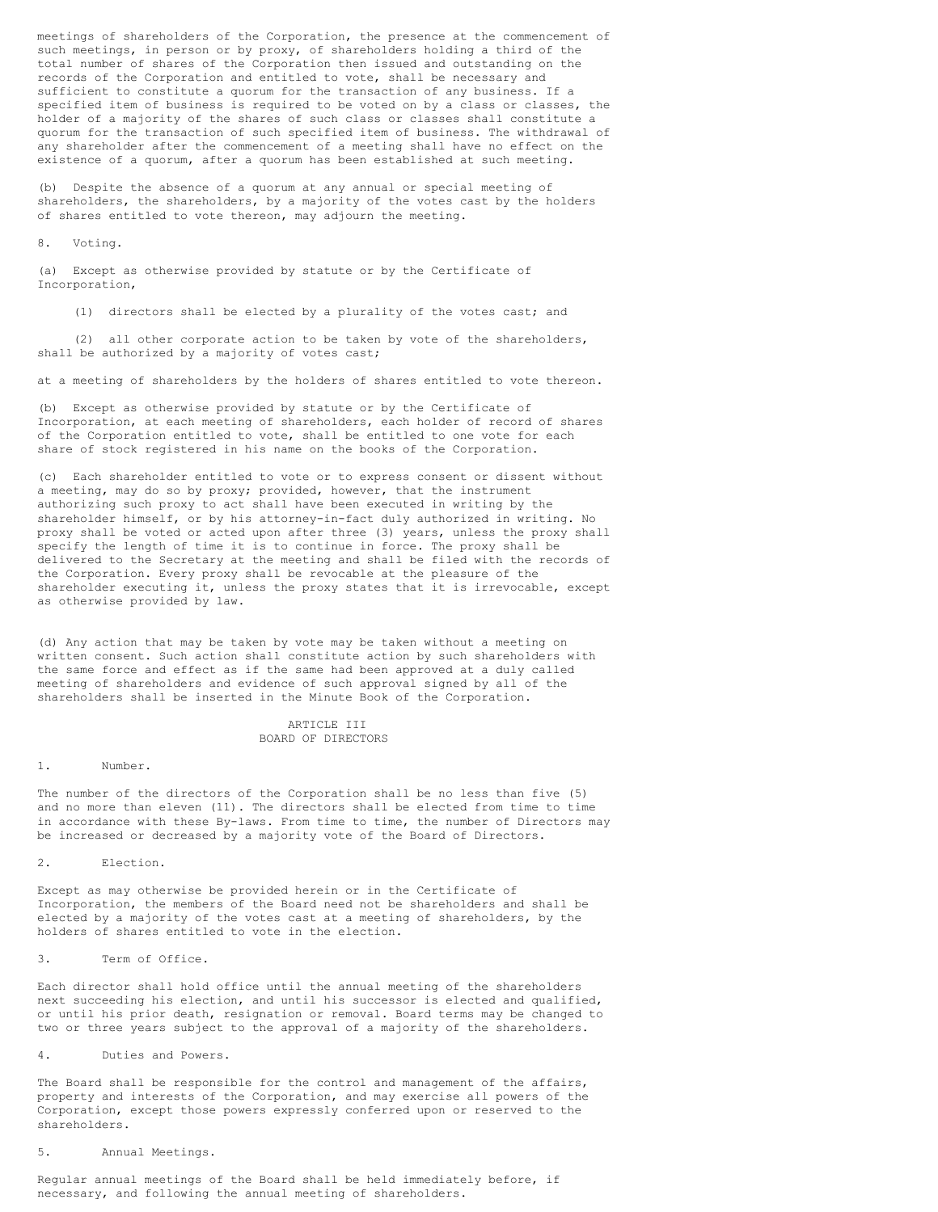meetings of shareholders of the Corporation, the presence at the commencement of such meetings, in person or by proxy, of shareholders holding a third of the total number of shares of the Corporation then issued and outstanding on the records of the Corporation and entitled to vote, shall be necessary and sufficient to constitute a quorum for the transaction of any business. If a specified item of business is required to be voted on by a class or classes, the holder of a majority of the shares of such class or classes shall constitute a quorum for the transaction of such specified item of business. The withdrawal of any shareholder after the commencement of a meeting shall have no effect on the existence of a quorum, after a quorum has been established at such meeting.

(b) Despite the absence of a quorum at any annual or special meeting of shareholders, the shareholders, by a majority of the votes cast by the holders of shares entitled to vote thereon, may adjourn the meeting.

8. Voting.

(a) Except as otherwise provided by statute or by the Certificate of Incorporation,

(1) directors shall be elected by a plurality of the votes cast; and

(2) all other corporate action to be taken by vote of the shareholders, shall be authorized by a majority of votes cast;

at a meeting of shareholders by the holders of shares entitled to vote thereon.

(b) Except as otherwise provided by statute or by the Certificate of Incorporation, at each meeting of shareholders, each holder of record of shares of the Corporation entitled to vote, shall be entitled to one vote for each share of stock registered in his name on the books of the Corporation.

(c) Each shareholder entitled to vote or to express consent or dissent without a meeting, may do so by proxy; provided, however, that the instrument authorizing such proxy to act shall have been executed in writing by the shareholder himself, or by his attorney-in-fact duly authorized in writing. No proxy shall be voted or acted upon after three (3) years, unless the proxy shall specify the length of time it is to continue in force. The proxy shall be delivered to the Secretary at the meeting and shall be filed with the records of the Corporation. Every proxy shall be revocable at the pleasure of the shareholder executing it, unless the proxy states that it is irrevocable, except as otherwise provided by law.

(d) Any action that may be taken by vote may be taken without a meeting on written consent. Such action shall constitute action by such shareholders with the same force and effect as if the same had been approved at a duly called meeting of shareholders and evidence of such approval signed by all of the shareholders shall be inserted in the Minute Book of the Corporation.

## ARTICLE III
## BOARD OF DIRECTORS

1. Number.

The number of the directors of the Corporation shall be no less than five (5) and no more than eleven (11). The directors shall be elected from time to time in accordance with these By-laws. From time to time, the number of Directors may be increased or decreased by a majority vote of the Board of Directors.

2. Election.

Except as may otherwise be provided herein or in the Certificate of Incorporation, the members of the Board need not be shareholders and shall be elected by a majority of the votes cast at a meeting of shareholders, by the holders of shares entitled to vote in the election.

3. Term of Office.

Each director shall hold office until the annual meeting of the shareholders next succeeding his election, and until his successor is elected and qualified, or until his prior death, resignation or removal. Board terms may be changed to two or three years subject to the approval of a majority of the shareholders.

4. Duties and Powers.

The Board shall be responsible for the control and management of the affairs, property and interests of the Corporation, and may exercise all powers of the Corporation, except those powers expressly conferred upon or reserved to the shareholders.

5. Annual Meetings.

Regular annual meetings of the Board shall be held immediately before, if necessary, and following the annual meeting of shareholders.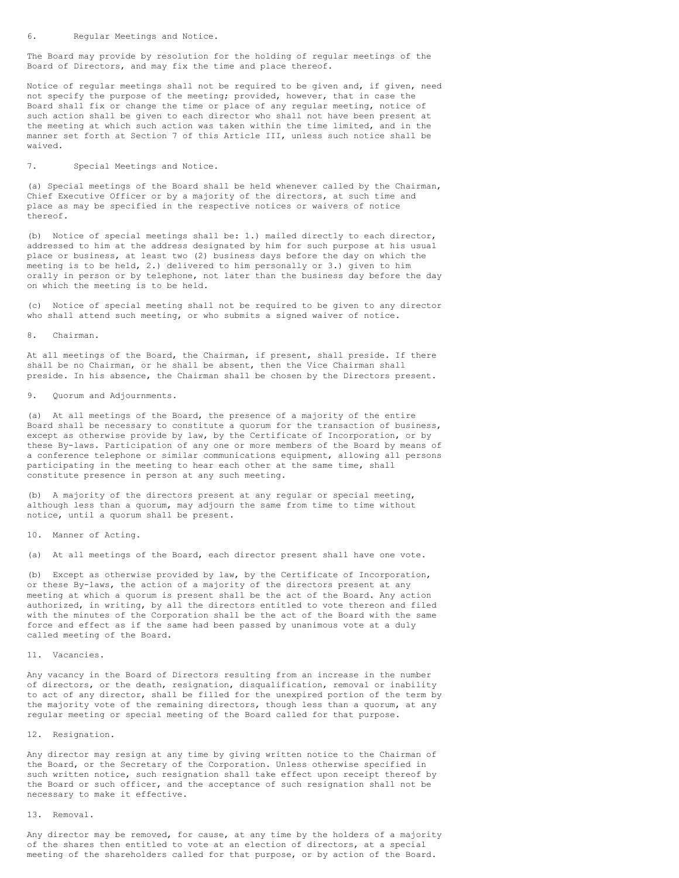6. Regular Meetings and Notice.

The Board may provide by resolution for the holding of regular meetings of the Board of Directors, and may fix the time and place thereof.

Notice of regular meetings shall not be required to be given and, if given, need not specify the purpose of the meeting; provided, however, that in case the Board shall fix or change the time or place of any regular meeting, notice of such action shall be given to each director who shall not have been present at the meeting at which such action was taken within the time limited, and in the manner set forth at Section 7 of this Article III, unless such notice shall be waived.

7. Special Meetings and Notice.

(a) Special meetings of the Board shall be held whenever called by the Chairman, Chief Executive Officer or by a majority of the directors, at such time and place as may be specified in the respective notices or waivers of notice thereof.

(b) Notice of special meetings shall be: 1.) mailed directly to each director, addressed to him at the address designated by him for such purpose at his usual place or business, at least two (2) business days before the day on which the meeting is to be held, 2.) delivered to him personally or 3.) given to him orally in person or by telephone, not later than the business day before the day on which the meeting is to be held.

(c) Notice of special meeting shall not be required to be given to any director who shall attend such meeting, or who submits a signed waiver of notice.

8. Chairman.

At all meetings of the Board, the Chairman, if present, shall preside. If there shall be no Chairman, or he shall be absent, then the Vice Chairman shall preside. In his absence, the Chairman shall be chosen by the Directors present.

9. Quorum and Adjournments.

(a) At all meetings of the Board, the presence of a majority of the entire Board shall be necessary to constitute a quorum for the transaction of business, except as otherwise provide by law, by the Certificate of Incorporation, or by these By-laws. Participation of any one or more members of the Board by means of a conference telephone or similar communications equipment, allowing all persons participating in the meeting to hear each other at the same time, shall constitute presence in person at any such meeting.

(b) A majority of the directors present at any regular or special meeting, although less than a quorum, may adjourn the same from time to time without notice, until a quorum shall be present.

10. Manner of Acting.

(a) At all meetings of the Board, each director present shall have one vote.

(b) Except as otherwise provided by law, by the Certificate of Incorporation, or these By-laws, the action of a majority of the directors present at any meeting at which a quorum is present shall be the act of the Board. Any action authorized, in writing, by all the directors entitled to vote thereon and filed with the minutes of the Corporation shall be the act of the Board with the same force and effect as if the same had been passed by unanimous vote at a duly called meeting of the Board.

11. Vacancies.

Any vacancy in the Board of Directors resulting from an increase in the number of directors, or the death, resignation, disqualification, removal or inability to act of any director, shall be filled for the unexpired portion of the term by the majority vote of the remaining directors, though less than a quorum, at any regular meeting or special meeting of the Board called for that purpose.

12. Resignation.

Any director may resign at any time by giving written notice to the Chairman of the Board, or the Secretary of the Corporation. Unless otherwise specified in such written notice, such resignation shall take effect upon receipt thereof by the Board or such officer, and the acceptance of such resignation shall not be necessary to make it effective.

13. Removal.

Any director may be removed, for cause, at any time by the holders of a majority of the shares then entitled to vote at an election of directors, at a special meeting of the shareholders called for that purpose, or by action of the Board.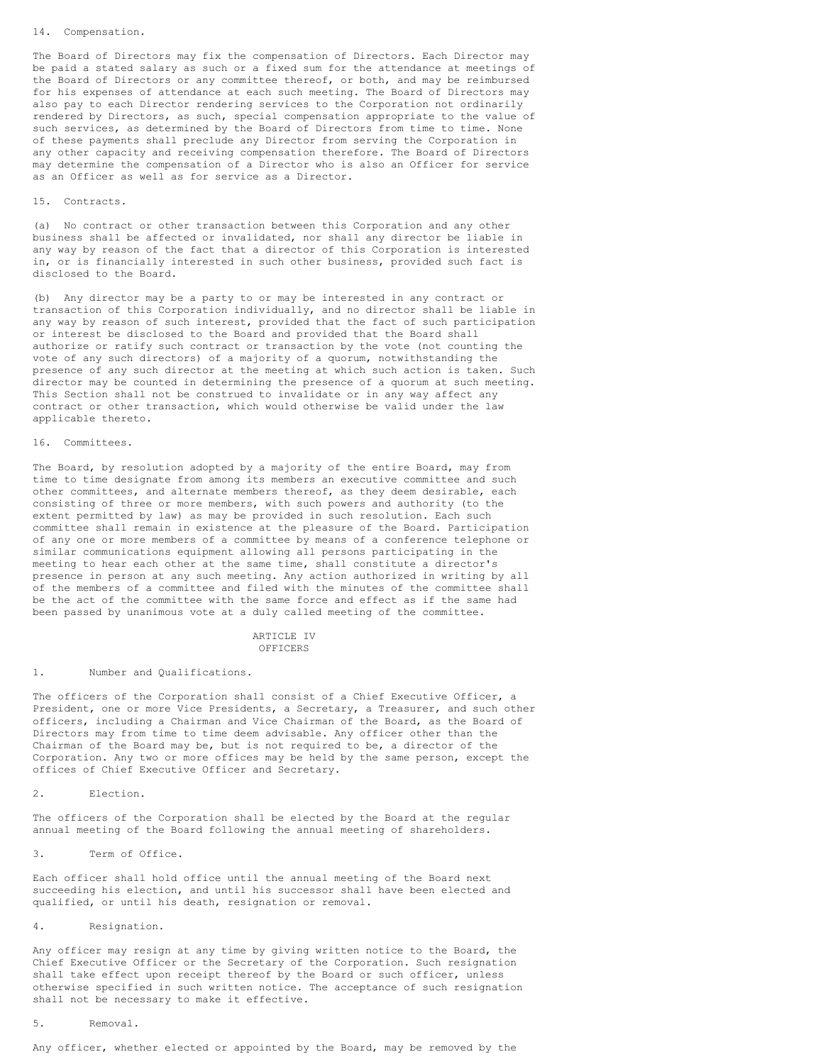14. Compensation.

The Board of Directors may fix the compensation of Directors. Each Director may be paid a stated salary as such or a fixed sum for the attendance at meetings of the Board of Directors or any committee thereof, or both, and may be reimbursed for his expenses of attendance at each such meeting. The Board of Directors may also pay to each Director rendering services to the Corporation not ordinarily rendered by Directors, as such, special compensation appropriate to the value of such services, as determined by the Board of Directors from time to time. None of these payments shall preclude any Director from serving the Corporation in any other capacity and receiving compensation therefore. The Board of Directors may determine the compensation of a Director who is also an Officer for service as an Officer as well as for service as a Director.

15. Contracts.

(a) No contract or other transaction between this Corporation and any other business shall be affected or invalidated, nor shall any director be liable in any way by reason of the fact that a director of this Corporation is interested in, or is financially interested in such other business, provided such fact is disclosed to the Board.

(b) Any director may be a party to or may be interested in any contract or transaction of this Corporation individually, and no director shall be liable in any way by reason of such interest, provided that the fact of such participation or interest be disclosed to the Board and provided that the Board shall authorize or ratify such contract or transaction by the vote (not counting the vote of any such directors) of a majority of a quorum, notwithstanding the presence of any such director at the meeting at which such action is taken. Such director may be counted in determining the presence of a quorum at such meeting. This Section shall not be construed to invalidate or in any way affect any contract or other transaction, which would otherwise be valid under the law applicable thereto.

16. Committees.

The Board, by resolution adopted by a majority of the entire Board, may from time to time designate from among its members an executive committee and such other committees, and alternate members thereof, as they deem desirable, each consisting of three or more members, with such powers and authority (to the extent permitted by law) as may be provided in such resolution. Each such committee shall remain in existence at the pleasure of the Board. Participation of any one or more members of a committee by means of a conference telephone or similar communications equipment allowing all persons participating in the meeting to hear each other at the same time, shall constitute a director's presence in person at any such meeting. Any action authorized in writing by all of the members of a committee and filed with the minutes of the committee shall be the act of the committee with the same force and effect as if the same had been passed by unanimous vote at a duly called meeting of the committee.

## ARTICLE IV
## OFFICERS

1. Number and Qualifications.

The officers of the Corporation shall consist of a Chief Executive Officer, a President, one or more Vice Presidents, a Secretary, a Treasurer, and such other officers, including a Chairman and Vice Chairman of the Board, as the Board of Directors may from time to time deem advisable. Any officer other than the Chairman of the Board may be, but is not required to be, a director of the Corporation. Any two or more offices may be held by the same person, except the offices of Chief Executive Officer and Secretary.

2. Election.

The officers of the Corporation shall be elected by the Board at the regular annual meeting of the Board following the annual meeting of shareholders.

3. Term of Office.

Each officer shall hold office until the annual meeting of the Board next succeeding his election, and until his successor shall have been elected and qualified, or until his death, resignation or removal.

4. Resignation.

Any officer may resign at any time by giving written notice to the Board, the Chief Executive Officer or the Secretary of the Corporation. Such resignation shall take effect upon receipt thereof by the Board or such officer, unless otherwise specified in such written notice. The acceptance of such resignation shall not be necessary to make it effective.

5. Removal.

Any officer, whether elected or appointed by the Board, may be removed by the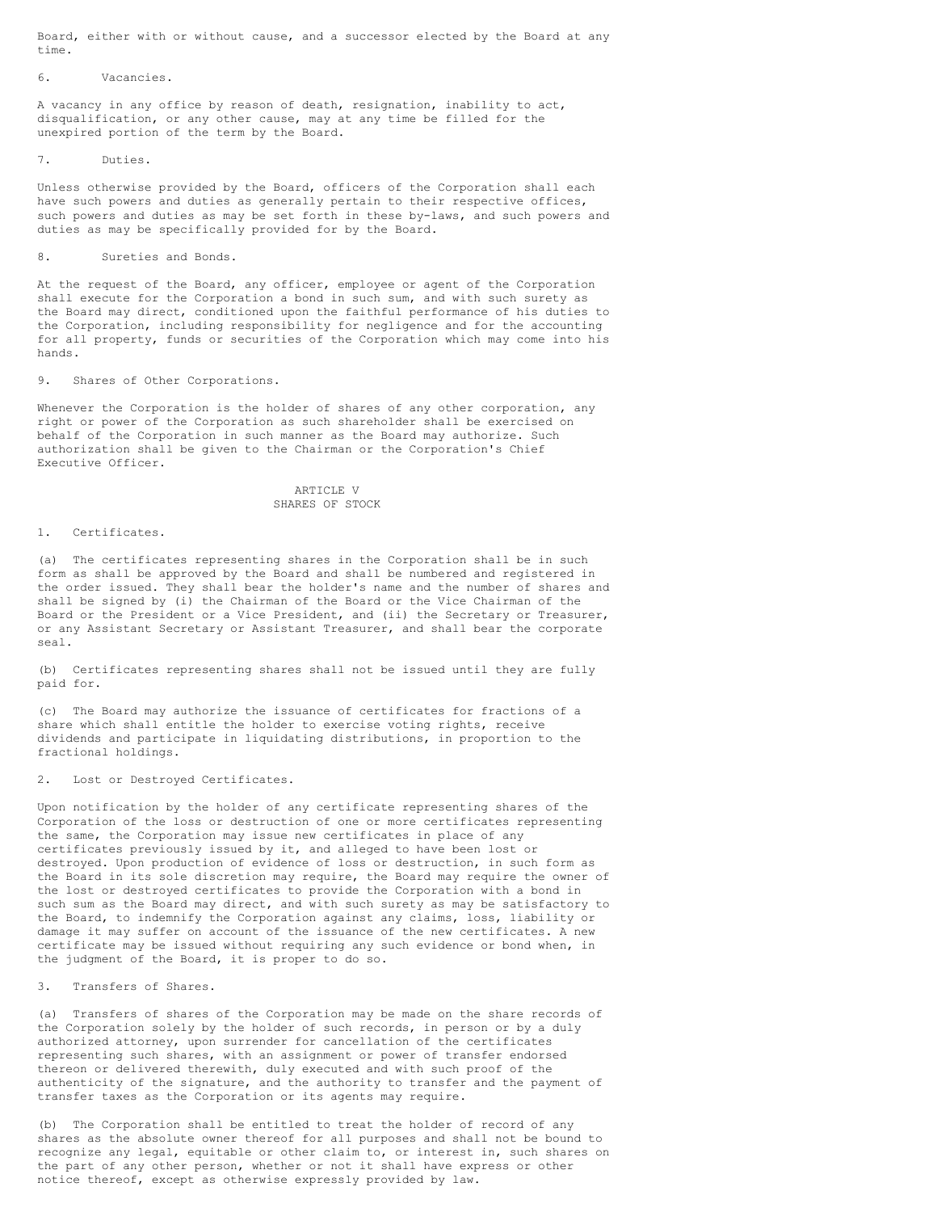Board, either with or without cause, and a successor elected by the Board at any time.

6. Vacancies.

A vacancy in any office by reason of death, resignation, inability to act, disqualification, or any other cause, may at any time be filled for the unexpired portion of the term by the Board.

7. Duties.

Unless otherwise provided by the Board, officers of the Corporation shall each have such powers and duties as generally pertain to their respective offices, such powers and duties as may be set forth in these by-laws, and such powers and duties as may be specifically provided for by the Board.

8. Sureties and Bonds.

At the request of the Board, any officer, employee or agent of the Corporation shall execute for the Corporation a bond in such sum, and with such surety as the Board may direct, conditioned upon the faithful performance of his duties to the Corporation, including responsibility for negligence and for the accounting for all property, funds or securities of the Corporation which may come into his hands.

9. Shares of Other Corporations.

Whenever the Corporation is the holder of shares of any other corporation, any right or power of the Corporation as such shareholder shall be exercised on behalf of the Corporation in such manner as the Board may authorize. Such authorization shall be given to the Chairman or the Corporation's Chief Executive Officer.

## ARTICLE V
## SHARES OF STOCK

1. Certificates.

(a) The certificates representing shares in the Corporation shall be in such form as shall be approved by the Board and shall be numbered and registered in the order issued. They shall bear the holder's name and the number of shares and shall be signed by (i) the Chairman of the Board or the Vice Chairman of the Board or the President or a Vice President, and (ii) the Secretary or Treasurer, or any Assistant Secretary or Assistant Treasurer, and shall bear the corporate seal.

(b) Certificates representing shares shall not be issued until they are fully paid for.

(c) The Board may authorize the issuance of certificates for fractions of a share which shall entitle the holder to exercise voting rights, receive dividends and participate in liquidating distributions, in proportion to the fractional holdings.

2. Lost or Destroyed Certificates.

Upon notification by the holder of any certificate representing shares of the Corporation of the loss or destruction of one or more certificates representing the same, the Corporation may issue new certificates in place of any certificates previously issued by it, and alleged to have been lost or destroyed. Upon production of evidence of loss or destruction, in such form as the Board in its sole discretion may require, the Board may require the owner of the lost or destroyed certificates to provide the Corporation with a bond in such sum as the Board may direct, and with such surety as may be satisfactory to the Board, to indemnify the Corporation against any claims, loss, liability or damage it may suffer on account of the issuance of the new certificates. A new certificate may be issued without requiring any such evidence or bond when, in the judgment of the Board, it is proper to do so.

3. Transfers of Shares.

(a) Transfers of shares of the Corporation may be made on the share records of the Corporation solely by the holder of such records, in person or by a duly authorized attorney, upon surrender for cancellation of the certificates representing such shares, with an assignment or power of transfer endorsed thereon or delivered therewith, duly executed and with such proof of the authenticity of the signature, and the authority to transfer and the payment of transfer taxes as the Corporation or its agents may require.

(b) The Corporation shall be entitled to treat the holder of record of any shares as the absolute owner thereof for all purposes and shall not be bound to recognize any legal, equitable or other claim to, or interest in, such shares on the part of any other person, whether or not it shall have express or other notice thereof, except as otherwise expressly provided by law.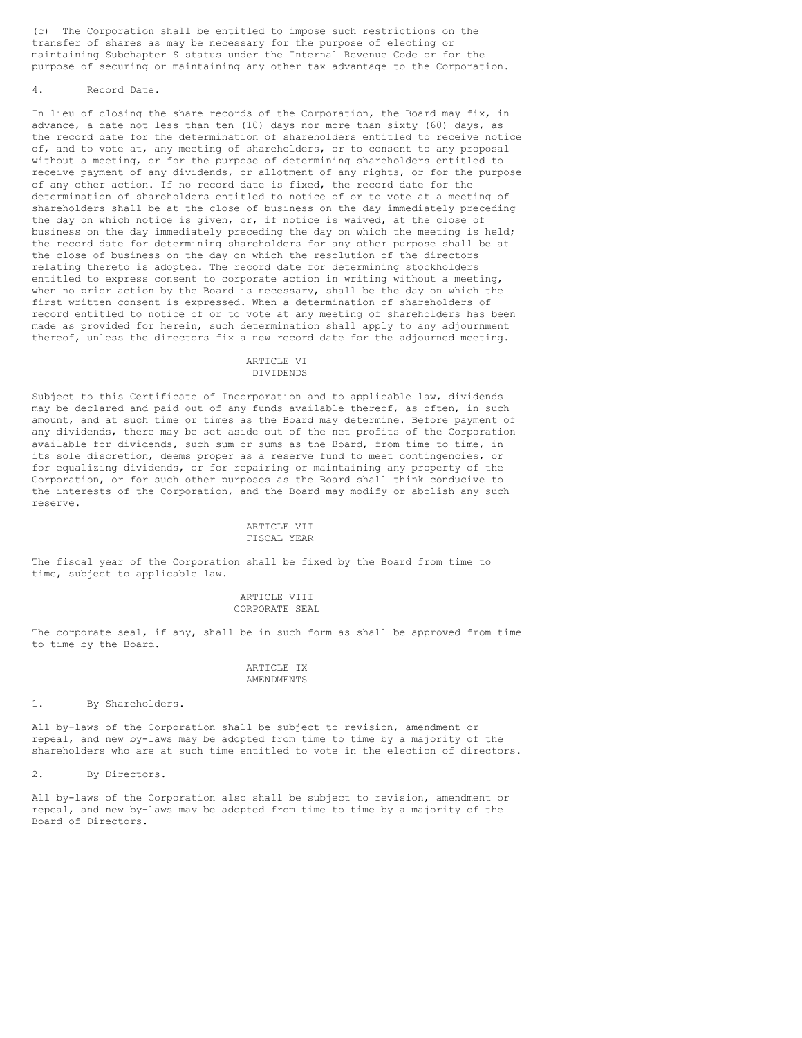(c) The Corporation shall be entitled to impose such restrictions on the transfer of shares as may be necessary for the purpose of electing or maintaining Subchapter S status under the Internal Revenue Code or for the purpose of securing or maintaining any other tax advantage to the Corporation.

4. Record Date.

In lieu of closing the share records of the Corporation, the Board may fix, in advance, a date not less than ten (10) days nor more than sixty (60) days, as the record date for the determination of shareholders entitled to receive notice of, and to vote at, any meeting of shareholders, or to consent to any proposal without a meeting, or for the purpose of determining shareholders entitled to receive payment of any dividends, or allotment of any rights, or for the purpose of any other action. If no record date is fixed, the record date for the determination of shareholders entitled to notice of or to vote at a meeting of shareholders shall be at the close of business on the day immediately preceding the day on which notice is given, or, if notice is waived, at the close of business on the day immediately preceding the day on which the meeting is held; the record date for determining shareholders for any other purpose shall be at the close of business on the day on which the resolution of the directors relating thereto is adopted. The record date for determining stockholders entitled to express consent to corporate action in writing without a meeting, when no prior action by the Board is necessary, shall be the day on which the first written consent is expressed. When a determination of shareholders of record entitled to notice of or to vote at any meeting of shareholders has been made as provided for herein, such determination shall apply to any adjournment thereof, unless the directors fix a new record date for the adjourned meeting.

## ARTICLE VI
## DIVIDENDS

Subject to this Certificate of Incorporation and to applicable law, dividends may be declared and paid out of any funds available thereof, as often, in such amount, and at such time or times as the Board may determine. Before payment of any dividends, there may be set aside out of the net profits of the Corporation available for dividends, such sum or sums as the Board, from time to time, in its sole discretion, deems proper as a reserve fund to meet contingencies, or for equalizing dividends, or for repairing or maintaining any property of the Corporation, or for such other purposes as the Board shall think conducive to the interests of the Corporation, and the Board may modify or abolish any such reserve.

## ARTICLE VII
## FISCAL YEAR

The fiscal year of the Corporation shall be fixed by the Board from time to time, subject to applicable law.

## ARTICLE VIII
## CORPORATE SEAL

The corporate seal, if any, shall be in such form as shall be approved from time to time by the Board.

## ARTICLE IX
## AMENDMENTS

1. By Shareholders.

All by-laws of the Corporation shall be subject to revision, amendment or repeal, and new by-laws may be adopted from time to time by a majority of the shareholders who are at such time entitled to vote in the election of directors.

2. By Directors.

All by-laws of the Corporation also shall be subject to revision, amendment or repeal, and new by-laws may be adopted from time to time by a majority of the Board of Directors.